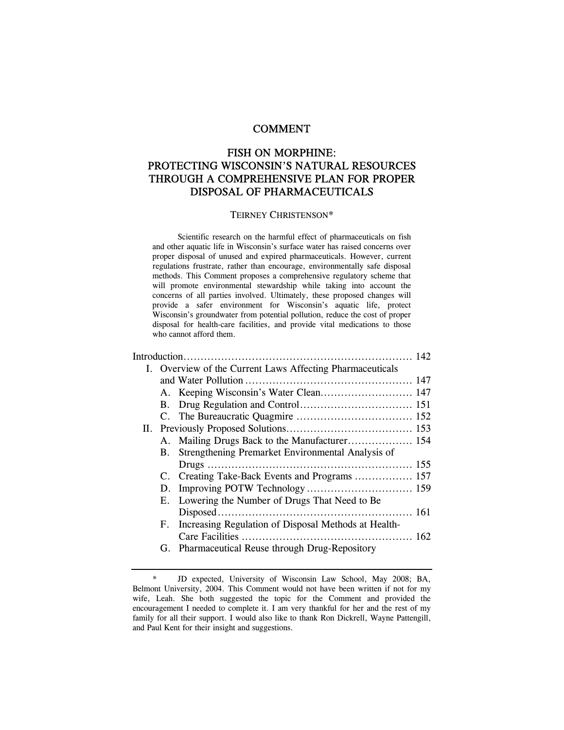# COMMENT

# FISH ON MORPHINE: PROTECTING WISCONSIN'S NATURAL RESOURCES THROUGH A COMPREHENSIVE PLAN FOR PROPER DISPOSAL OF PHARMACEUTICALS

TEIRNEY CHRISTENSON*

Scientific research on the harmful effect of pharmaceuticals on fish and other aquatic life in Wisconsin's surface water has raised concerns over proper disposal of unused and expired pharmaceuticals. However, current regulations frustrate, rather than encourage, environmentally safe disposal methods. This Comment proposes a comprehensive regulatory scheme that will promote environmental stewardship while taking into account the concerns of all parties involved. Ultimately, these proposed changes will provide a safer environment for Wisconsin's aquatic life, protect Wisconsin's groundwater from potential pollution, reduce the cost of proper disposal for health-care facilities, and provide vital medications to those who cannot afford them.

| | |
|---|---|
| Introduction | 142 |
| I. Overview of the Current Laws Affecting Pharmaceuticals and Water Pollution | 147 |
| A. Keeping Wisconsin's Water Clean | 147 |
| B. Drug Regulation and Control | 151 |
| C. The Bureaucratic Quagmire | 152 |
| II. Previously Proposed Solutions | 153 |
| A. Mailing Drugs Back to the Manufacturer | 154 |
| B. Strengthening Premarket Environmental Analysis of Drugs | 155 |
| C. Creating Take-Back Events and Programs | 157 |
| D. Improving POTW Technology | 159 |
| E. Lowering the Number of Drugs That Need to Be Disposed | 161 |
| F. Increasing Regulation of Disposal Methods at Health-Care Facilities | 162 |
| G. Pharmaceutical Reuse through Drug-Repository | |

\* JD expected, University of Wisconsin Law School, May 2008; BA, Belmont University, 2004. This Comment would not have been written if not for my wife, Leah. She both suggested the topic for the Comment and provided the encouragement I needed to complete it. I am very thankful for her and the rest of my family for all their support. I would also like to thank Ron Dickrell, Wayne Pattengill, and Paul Kent for their insight and suggestions.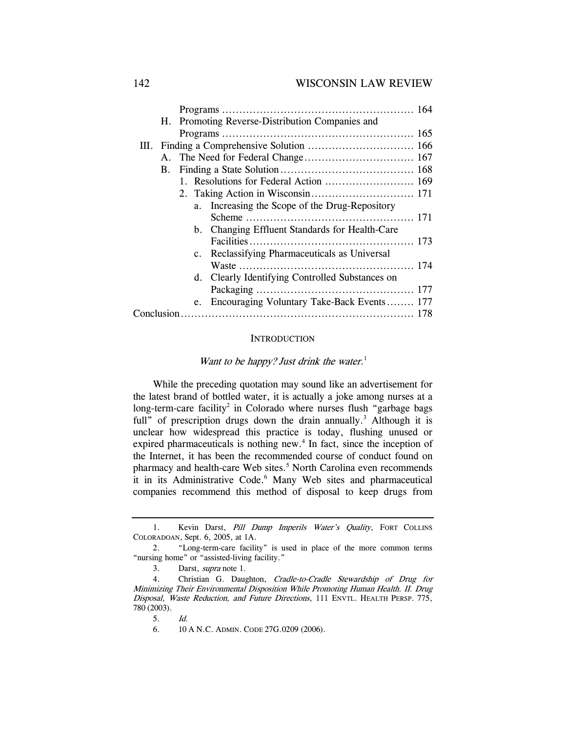Programs .......................................................... 164

H. Promoting Reverse-Distribution Companies and Programs .......................................................... 165

III. Finding a Comprehensive Solution .............................. 166

A. The Need for Federal Change ................................ 167

B. Finding a State Solution ...................................... 168

1. Resolutions for Federal Action .......................... 169

2. Taking Action in Wisconsin ............................. 171

a. Increasing the Scope of the Drug-Repository Scheme ................................................ 171

b. Changing Effluent Standards for Health-Care Facilities ............................................... 173

c. Reclassifying Pharmaceuticals as Universal Waste .................................................. 174

d. Clearly Identifying Controlled Substances on Packaging ............................................. 177

e. Encouraging Voluntary Take-Back Events ........ 177

Conclusion .................................................................. 178

## INTRODUCTION

*Want to be happy? Just drink the water.*[1]

While the preceding quotation may sound like an advertisement for the latest brand of bottled water, it is actually a joke among nurses at a long-term-care facility[2] in Colorado where nurses flush "garbage bags full" of prescription drugs down the drain annually.[3] Although it is unclear how widespread this practice is today, flushing unused or expired pharmaceuticals is nothing new.[4] In fact, since the inception of the Internet, it has been the recommended course of conduct found on pharmacy and health-care Web sites.[5] North Carolina even recommends it in its Administrative Code.[6] Many Web sites and pharmaceutical companies recommend this method of disposal to keep drugs from

---

1. Kevin Darst, *Pill Dump Imperils Water's Quality*, FORT COLLINS COLORADOAN, Sept. 6, 2005, at 1A.

2. "Long-term-care facility" is used in place of the more common terms "nursing home" or "assisted-living facility."

3. Darst, *supra* note 1.

4. Christian G. Daughton, *Cradle-to-Cradle Stewardship of Drug for Minimizing Their Environmental Disposition While Promoting Human Health. II. Drug Disposal, Waste Reduction, and Future Directions*, 111 ENVTL. HEALTH PERSP. 775, 780 (2003).

5. *Id.*

6. 10 A N.C. ADMIN. CODE 27G.0209 (2006).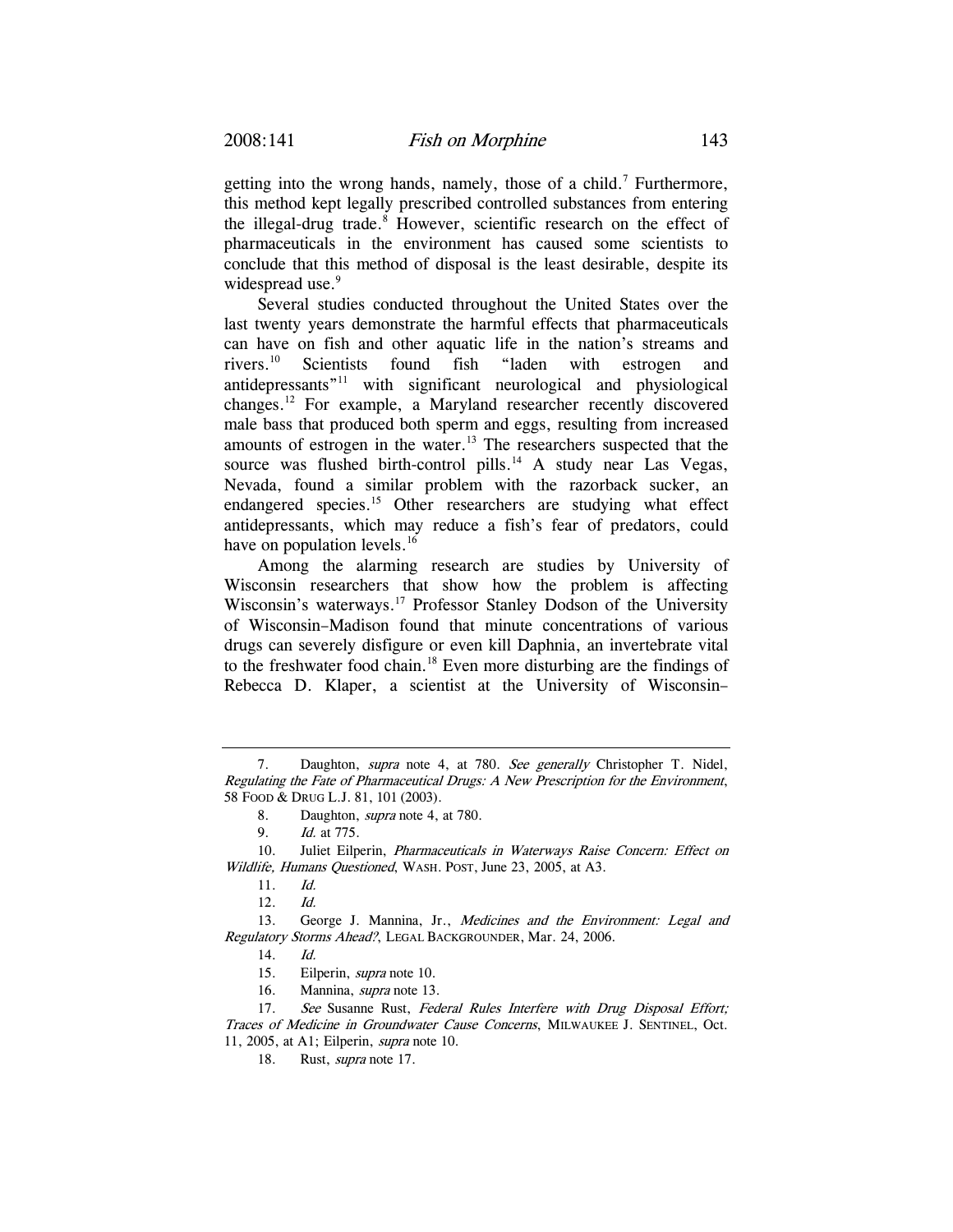getting into the wrong hands, namely, those of a child.[7] Furthermore, this method kept legally prescribed controlled substances from entering the illegal-drug trade.[8] However, scientific research on the effect of pharmaceuticals in the environment has caused some scientists to conclude that this method of disposal is the least desirable, despite its widespread use.[9]

Several studies conducted throughout the United States over the last twenty years demonstrate the harmful effects that pharmaceuticals can have on fish and other aquatic life in the nation's streams and rivers.[10] Scientists found fish "laden with estrogen and antidepressants"[11] with significant neurological and physiological changes.[12] For example, a Maryland researcher recently discovered male bass that produced both sperm and eggs, resulting from increased amounts of estrogen in the water.[13] The researchers suspected that the source was flushed birth-control pills.[14] A study near Las Vegas, Nevada, found a similar problem with the razorback sucker, an endangered species.[15] Other researchers are studying what effect antidepressants, which may reduce a fish's fear of predators, could have on population levels.[16]

Among the alarming research are studies by University of Wisconsin researchers that show how the problem is affecting Wisconsin's waterways.[17] Professor Stanley Dodson of the University of Wisconsin–Madison found that minute concentrations of various drugs can severely disfigure or even kill Daphnia, an invertebrate vital to the freshwater food chain.[18] Even more disturbing are the findings of Rebecca D. Klaper, a scientist at the University of Wisconsin–

---

7. Daughton, *supra* note 4, at 780. *See generally* Christopher T. Nidel, *Regulating the Fate of Pharmaceutical Drugs: A New Prescription for the Environment*, 58 FOOD & DRUG L.J. 81, 101 (2003).

8. Daughton, *supra* note 4, at 780.

9. *Id.* at 775.

10. Juliet Eilperin, *Pharmaceuticals in Waterways Raise Concern: Effect on Wildlife, Humans Questioned*, WASH. POST, June 23, 2005, at A3.

11. *Id.*

12. *Id.*

13. George J. Mannina, Jr., *Medicines and the Environment: Legal and Regulatory Storms Ahead?*, LEGAL BACKGROUNDER, Mar. 24, 2006.

14. *Id.*

15. Eilperin, *supra* note 10.

16. Mannina, *supra* note 13.

17. *See* Susanne Rust, *Federal Rules Interfere with Drug Disposal Effort; Traces of Medicine in Groundwater Cause Concerns*, MILWAUKEE J. SENTINEL, Oct. 11, 2005, at A1; Eilperin, *supra* note 10.

18. Rust, *supra* note 17.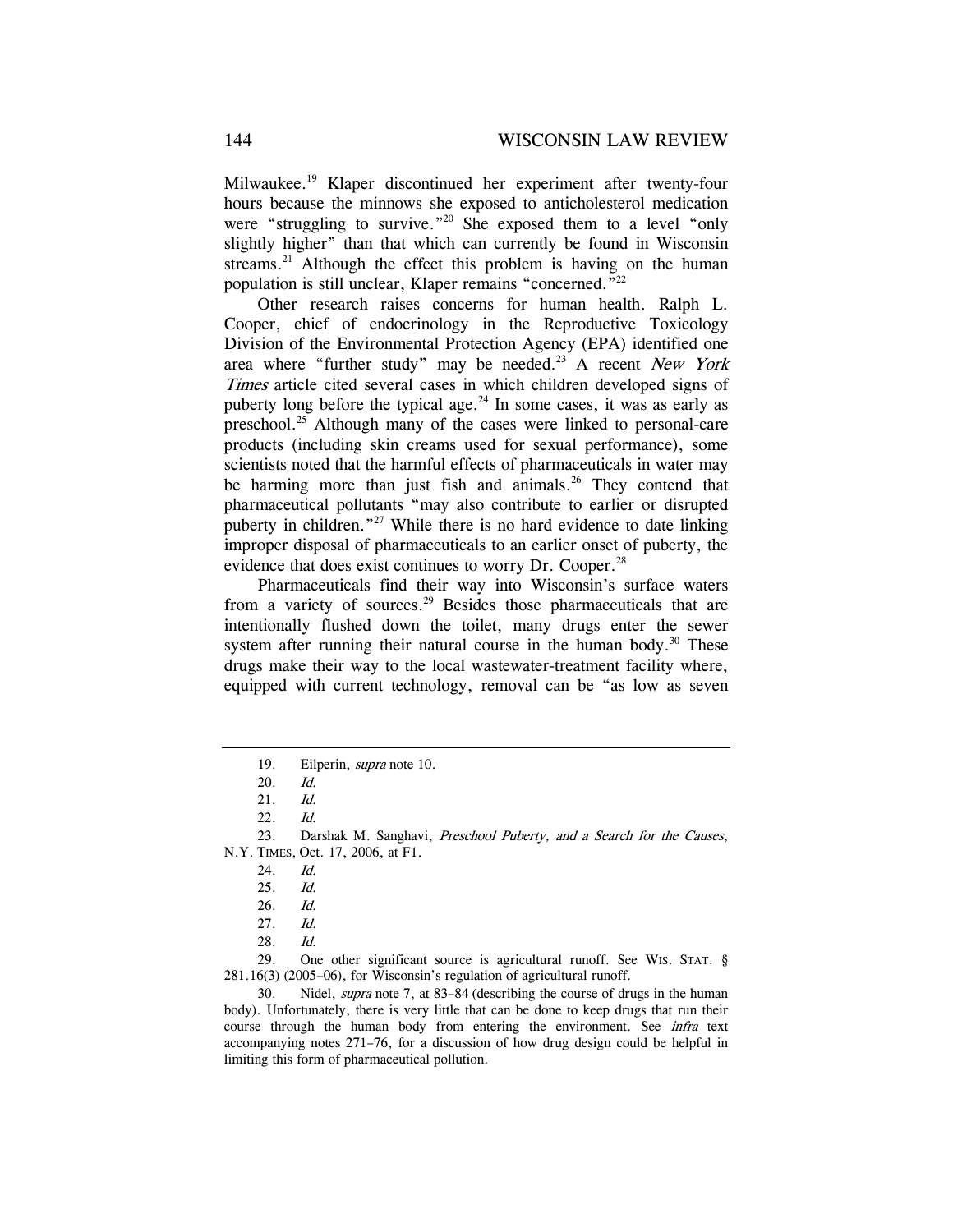Milwaukee.[19] Klaper discontinued her experiment after twenty-four hours because the minnows she exposed to anticholesterol medication were "struggling to survive."[20] She exposed them to a level "only slightly higher" than that which can currently be found in Wisconsin streams.[21] Although the effect this problem is having on the human population is still unclear, Klaper remains "concerned."[22]

Other research raises concerns for human health. Ralph L. Cooper, chief of endocrinology in the Reproductive Toxicology Division of the Environmental Protection Agency (EPA) identified one area where "further study" may be needed.[23] A recent *New York Times* article cited several cases in which children developed signs of puberty long before the typical age.[24] In some cases, it was as early as preschool.[25] Although many of the cases were linked to personal-care products (including skin creams used for sexual performance), some scientists noted that the harmful effects of pharmaceuticals in water may be harming more than just fish and animals.[26] They contend that pharmaceutical pollutants "may also contribute to earlier or disrupted puberty in children."[27] While there is no hard evidence to date linking improper disposal of pharmaceuticals to an earlier onset of puberty, the evidence that does exist continues to worry Dr. Cooper.[28]

Pharmaceuticals find their way into Wisconsin's surface waters from a variety of sources.[29] Besides those pharmaceuticals that are intentionally flushed down the toilet, many drugs enter the sewer system after running their natural course in the human body.[30] These drugs make their way to the local wastewater-treatment facility where, equipped with current technology, removal can be "as low as seven

---

19. Eilperin, *supra* note 10.
20. *Id.*
21. *Id.*
22. *Id.*
23. Darshak M. Sanghavi, *Preschool Puberty, and a Search for the Causes*, N.Y. TIMES, Oct. 17, 2006, at F1.
24. *Id.*
25. *Id.*
26. *Id.*
27. *Id.*
28. *Id.*
29. One other significant source is agricultural runoff. See WIS. STAT. § 281.16(3) (2005–06), for Wisconsin's regulation of agricultural runoff.
30. Nidel, *supra* note 7, at 83–84 (describing the course of drugs in the human body). Unfortunately, there is very little that can be done to keep drugs that run their course through the human body from entering the environment. See *infra* text accompanying notes 271–76, for a discussion of how drug design could be helpful in limiting this form of pharmaceutical pollution.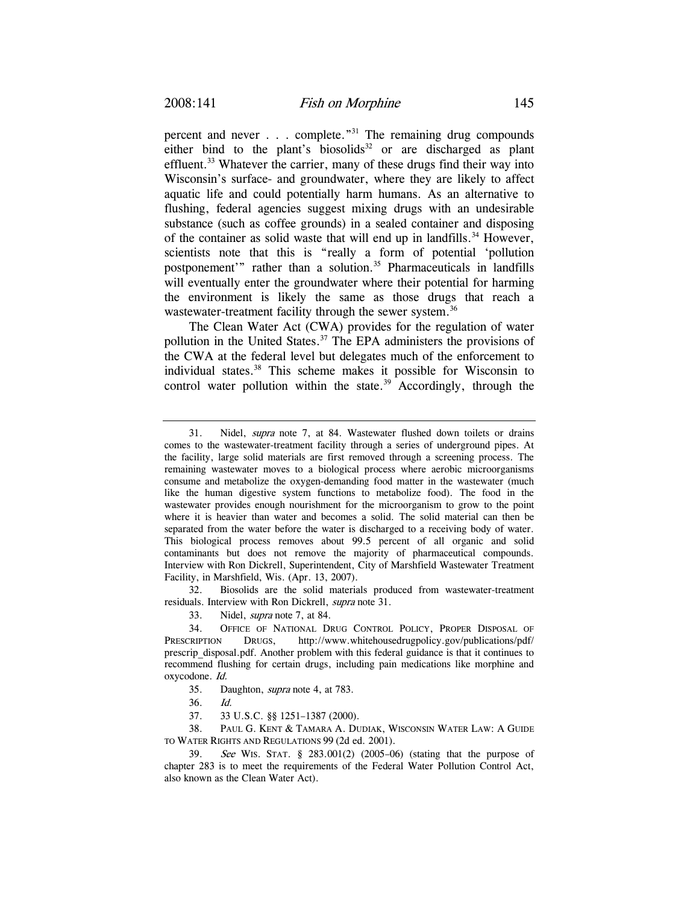percent and never . . . complete."[31] The remaining drug compounds either bind to the plant's biosolids[32] or are discharged as plant effluent.[33] Whatever the carrier, many of these drugs find their way into Wisconsin's surface- and groundwater, where they are likely to affect aquatic life and could potentially harm humans. As an alternative to flushing, federal agencies suggest mixing drugs with an undesirable substance (such as coffee grounds) in a sealed container and disposing of the container as solid waste that will end up in landfills.[34] However, scientists note that this is "really a form of potential 'pollution postponement'" rather than a solution.[35] Pharmaceuticals in landfills will eventually enter the groundwater where their potential for harming the environment is likely the same as those drugs that reach a wastewater-treatment facility through the sewer system.[36]

The Clean Water Act (CWA) provides for the regulation of water pollution in the United States.[37] The EPA administers the provisions of the CWA at the federal level but delegates much of the enforcement to individual states.[38] This scheme makes it possible for Wisconsin to control water pollution within the state.[39] Accordingly, through the

---

31. Nidel, *supra* note 7, at 84. Wastewater flushed down toilets or drains comes to the wastewater-treatment facility through a series of underground pipes. At the facility, large solid materials are first removed through a screening process. The remaining wastewater moves to a biological process where aerobic microorganisms consume and metabolize the oxygen-demanding food matter in the wastewater (much like the human digestive system functions to metabolize food). The food in the wastewater provides enough nourishment for the microorganism to grow to the point where it is heavier than water and becomes a solid. The solid material can then be separated from the water before the water is discharged to a receiving body of water. This biological process removes about 99.5 percent of all organic and solid contaminants but does not remove the majority of pharmaceutical compounds. Interview with Ron Dickrell, Superintendent, City of Marshfield Wastewater Treatment Facility, in Marshfield, Wis. (Apr. 13, 2007).

32. Biosolids are the solid materials produced from wastewater-treatment residuals. Interview with Ron Dickrell, *supra* note 31.

33. Nidel, *supra* note 7, at 84.

34. OFFICE OF NATIONAL DRUG CONTROL POLICY, PROPER DISPOSAL OF PRESCRIPTION DRUGS, http://www.whitehousedrugpolicy.gov/publications/pdf/prescrip_disposal.pdf. Another problem with this federal guidance is that it continues to recommend flushing for certain drugs, including pain medications like morphine and oxycodone. *Id.*

35. Daughton, *supra* note 4, at 783.

36. *Id.*

37. 33 U.S.C. §§ 1251–1387 (2000).

38. PAUL G. KENT & TAMARA A. DUDIAK, WISCONSIN WATER LAW: A GUIDE TO WATER RIGHTS AND REGULATIONS 99 (2d ed. 2001).

39. *See* WIS. STAT. § 283.001(2) (2005–06) (stating that the purpose of chapter 283 is to meet the requirements of the Federal Water Pollution Control Act, also known as the Clean Water Act).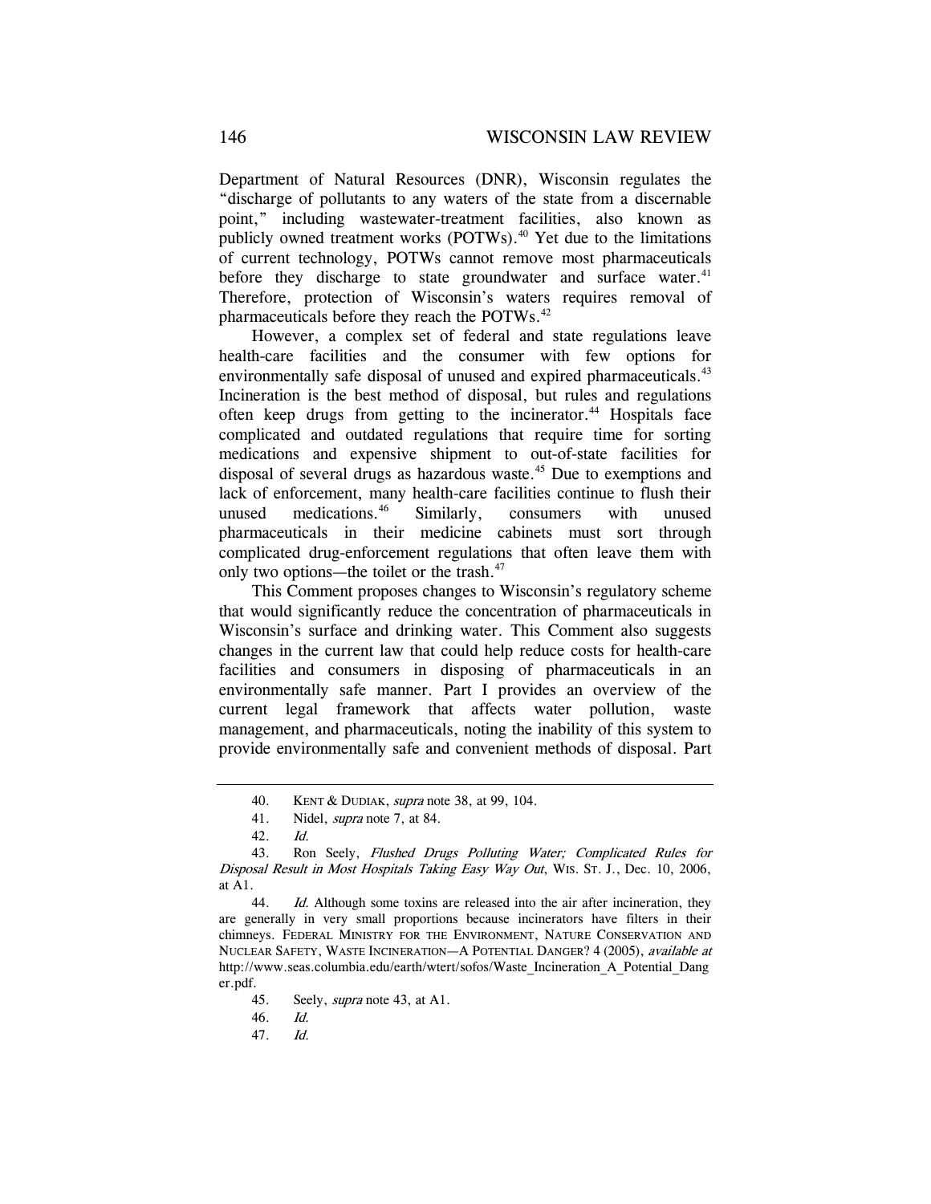Department of Natural Resources (DNR), Wisconsin regulates the "discharge of pollutants to any waters of the state from a discernable point," including wastewater-treatment facilities, also known as publicly owned treatment works (POTWs).[40] Yet due to the limitations of current technology, POTWs cannot remove most pharmaceuticals before they discharge to state groundwater and surface water.[41] Therefore, protection of Wisconsin's waters requires removal of pharmaceuticals before they reach the POTWs.[42]

However, a complex set of federal and state regulations leave health-care facilities and the consumer with few options for environmentally safe disposal of unused and expired pharmaceuticals.[43] Incineration is the best method of disposal, but rules and regulations often keep drugs from getting to the incinerator.[44] Hospitals face complicated and outdated regulations that require time for sorting medications and expensive shipment to out-of-state facilities for disposal of several drugs as hazardous waste.[45] Due to exemptions and lack of enforcement, many health-care facilities continue to flush their unused medications.[46] Similarly, consumers with unused pharmaceuticals in their medicine cabinets must sort through complicated drug-enforcement regulations that often leave them with only two options—the toilet or the trash.[47]

This Comment proposes changes to Wisconsin's regulatory scheme that would significantly reduce the concentration of pharmaceuticals in Wisconsin's surface and drinking water. This Comment also suggests changes in the current law that could help reduce costs for health-care facilities and consumers in disposing of pharmaceuticals in an environmentally safe manner. Part I provides an overview of the current legal framework that affects water pollution, waste management, and pharmaceuticals, noting the inability of this system to provide environmentally safe and convenient methods of disposal. Part

---

40. KENT & DUDIAK, *supra* note 38, at 99, 104.

41. Nidel, *supra* note 7, at 84.

42. *Id.*

43. Ron Seely, *Flushed Drugs Polluting Water; Complicated Rules for Disposal Result in Most Hospitals Taking Easy Way Out*, WIS. ST. J., Dec. 10, 2006, at A1.

44. *Id.* Although some toxins are released into the air after incineration, they are generally in very small proportions because incinerators have filters in their chimneys. FEDERAL MINISTRY FOR THE ENVIRONMENT, NATURE CONSERVATION AND NUCLEAR SAFETY, WASTE INCINERATION—A POTENTIAL DANGER? 4 (2005), *available at* http://www.seas.columbia.edu/earth/wtert/sofos/Waste_Incineration_A_Potential_Danger.pdf.

45. Seely, *supra* note 43, at A1.

46. *Id.*

47. *Id.*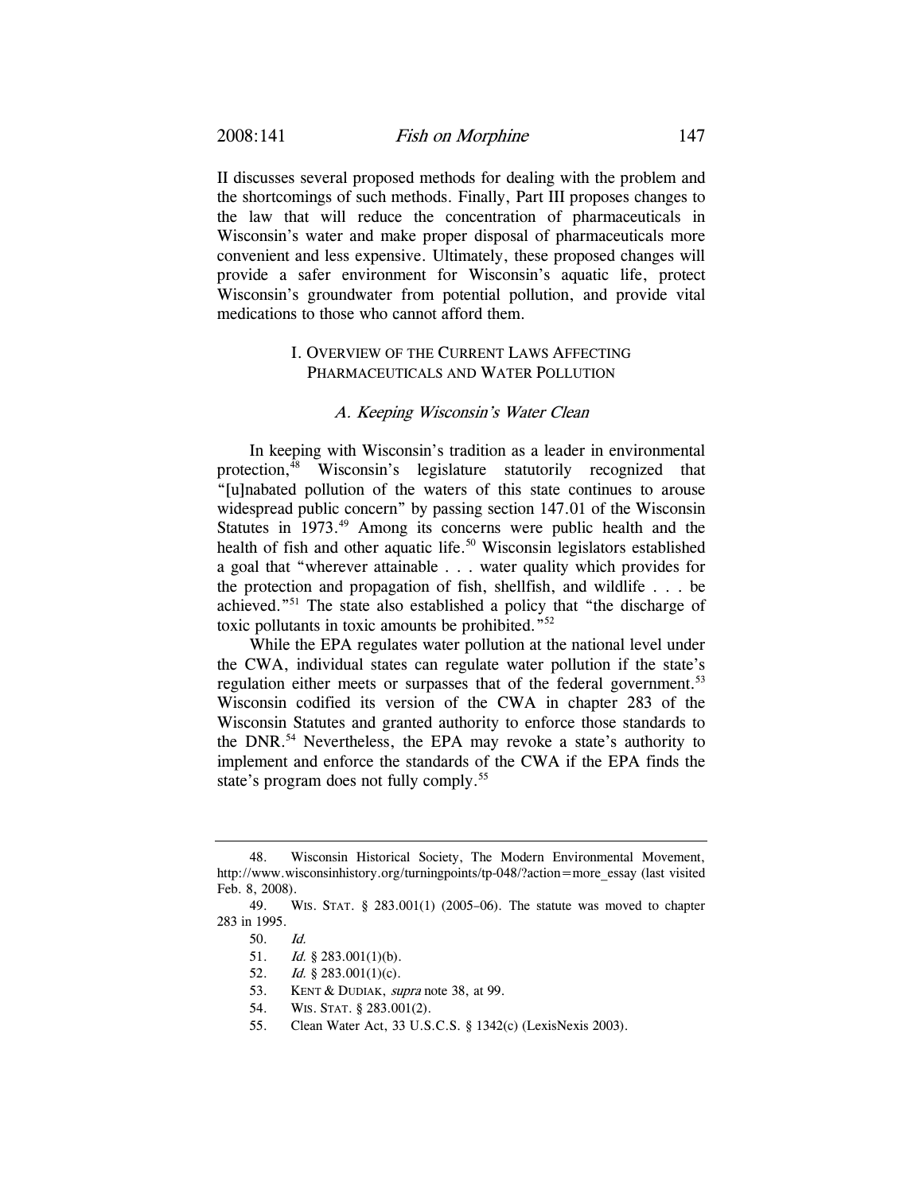II discusses several proposed methods for dealing with the problem and the shortcomings of such methods. Finally, Part III proposes changes to the law that will reduce the concentration of pharmaceuticals in Wisconsin's water and make proper disposal of pharmaceuticals more convenient and less expensive. Ultimately, these proposed changes will provide a safer environment for Wisconsin's aquatic life, protect Wisconsin's groundwater from potential pollution, and provide vital medications to those who cannot afford them.

## I. Overview of the Current Laws Affecting Pharmaceuticals and Water Pollution

### *A. Keeping Wisconsin's Water Clean*

In keeping with Wisconsin's tradition as a leader in environmental protection,[48] Wisconsin's legislature statutorily recognized that "[u]nabated pollution of the waters of this state continues to arouse widespread public concern" by passing section 147.01 of the Wisconsin Statutes in 1973.[49] Among its concerns were public health and the health of fish and other aquatic life.[50] Wisconsin legislators established a goal that "wherever attainable . . . water quality which provides for the protection and propagation of fish, shellfish, and wildlife . . . be achieved."[51] The state also established a policy that "the discharge of toxic pollutants in toxic amounts be prohibited."[52]

While the EPA regulates water pollution at the national level under the CWA, individual states can regulate water pollution if the state's regulation either meets or surpasses that of the federal government.[53] Wisconsin codified its version of the CWA in chapter 283 of the Wisconsin Statutes and granted authority to enforce those standards to the DNR.[54] Nevertheless, the EPA may revoke a state's authority to implement and enforce the standards of the CWA if the EPA finds the state's program does not fully comply.[55]

---

48. Wisconsin Historical Society, The Modern Environmental Movement, http://www.wisconsinhistory.org/turningpoints/tp-048/?action=more_essay (last visited Feb. 8, 2008).

49. Wis. Stat. § 283.001(1) (2005–06). The statute was moved to chapter 283 in 1995.

50. *Id.*

51. *Id.* § 283.001(1)(b).

52. *Id.* § 283.001(1)(c).

53. Kent & Dudiak, *supra* note 38, at 99.

54. Wis. Stat. § 283.001(2).

55. Clean Water Act, 33 U.S.C.S. § 1342(c) (LexisNexis 2003).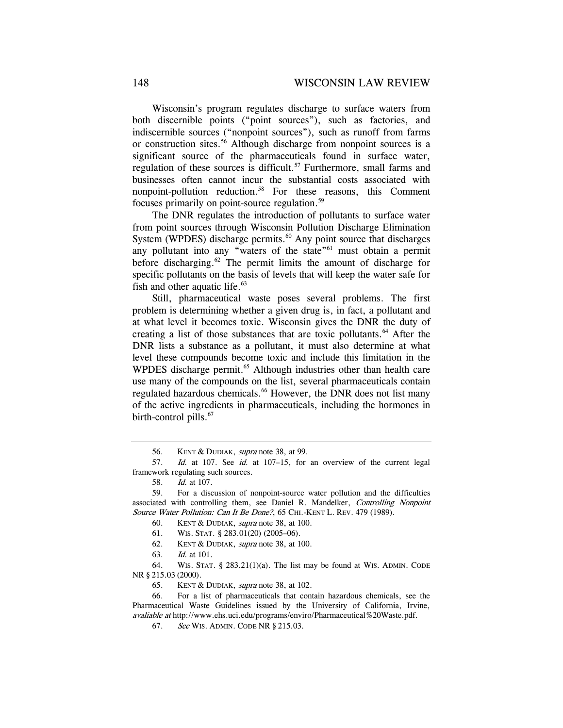Wisconsin's program regulates discharge to surface waters from both discernible points ("point sources"), such as factories, and indiscernible sources ("nonpoint sources"), such as runoff from farms or construction sites.[56] Although discharge from nonpoint sources is a significant source of the pharmaceuticals found in surface water, regulation of these sources is difficult.[57] Furthermore, small farms and businesses often cannot incur the substantial costs associated with nonpoint-pollution reduction.[58] For these reasons, this Comment focuses primarily on point-source regulation.[59]

The DNR regulates the introduction of pollutants to surface water from point sources through Wisconsin Pollution Discharge Elimination System (WPDES) discharge permits.[60] Any point source that discharges any pollutant into any "waters of the state"[61] must obtain a permit before discharging.[62] The permit limits the amount of discharge for specific pollutants on the basis of levels that will keep the water safe for fish and other aquatic life.[63]

Still, pharmaceutical waste poses several problems. The first problem is determining whether a given drug is, in fact, a pollutant and at what level it becomes toxic. Wisconsin gives the DNR the duty of creating a list of those substances that are toxic pollutants.[64] After the DNR lists a substance as a pollutant, it must also determine at what level these compounds become toxic and include this limitation in the WPDES discharge permit.[65] Although industries other than health care use many of the compounds on the list, several pharmaceuticals contain regulated hazardous chemicals.[66] However, the DNR does not list many of the active ingredients in pharmaceuticals, including the hormones in birth-control pills.[67]

---

56. KENT & DUDIAK, *supra* note 38, at 99.

57. *Id.* at 107. See *id.* at 107–15, for an overview of the current legal framework regulating such sources.

58. *Id.* at 107.

59. For a discussion of nonpoint-source water pollution and the difficulties associated with controlling them, see Daniel R. Mandelker, *Controlling Nonpoint Source Water Pollution: Can It Be Done?*, 65 CHI.-KENT L. REV. 479 (1989).

60. KENT & DUDIAK, *supra* note 38, at 100.

61. WIS. STAT. § 283.01(20) (2005–06).

62. KENT & DUDIAK, *supra* note 38, at 100.

63. *Id.* at 101.

64. WIS. STAT. § 283.21(1)(a). The list may be found at WIS. ADMIN. CODE NR § 215.03 (2000).

65. KENT & DUDIAK, *supra* note 38, at 102.

66. For a list of pharmaceuticals that contain hazardous chemicals, see the Pharmaceutical Waste Guidelines issued by the University of California, Irvine, *avaliable at* http://www.ehs.uci.edu/programs/enviro/Pharmaceutical%20Waste.pdf.

67. *See* WIS. ADMIN. CODE NR § 215.03.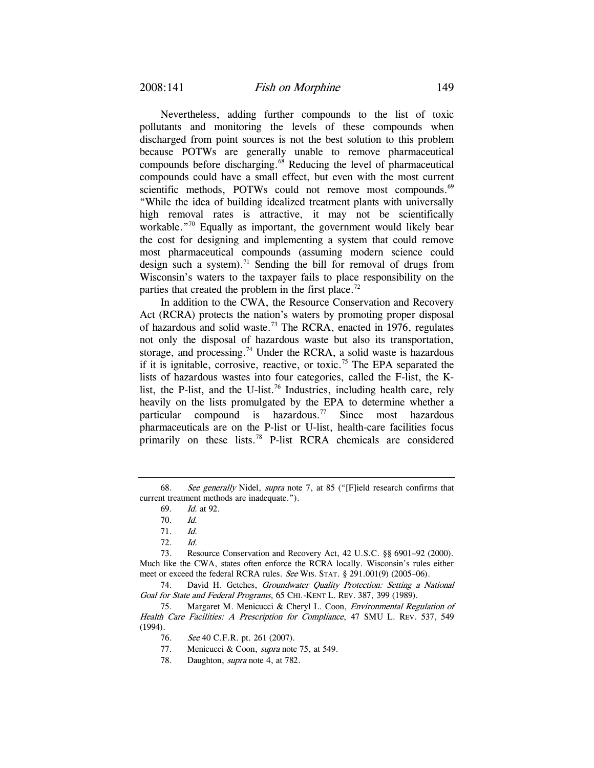Nevertheless, adding further compounds to the list of toxic pollutants and monitoring the levels of these compounds when discharged from point sources is not the best solution to this problem because POTWs are generally unable to remove pharmaceutical compounds before discharging.[68] Reducing the level of pharmaceutical compounds could have a small effect, but even with the most current scientific methods, POTWs could not remove most compounds.[69] "While the idea of building idealized treatment plants with universally high removal rates is attractive, it may not be scientifically workable."[70] Equally as important, the government would likely bear the cost for designing and implementing a system that could remove most pharmaceutical compounds (assuming modern science could design such a system).[71] Sending the bill for removal of drugs from Wisconsin's waters to the taxpayer fails to place responsibility on the parties that created the problem in the first place.[72]

In addition to the CWA, the Resource Conservation and Recovery Act (RCRA) protects the nation's waters by promoting proper disposal of hazardous and solid waste.[73] The RCRA, enacted in 1976, regulates not only the disposal of hazardous waste but also its transportation, storage, and processing.[74] Under the RCRA, a solid waste is hazardous if it is ignitable, corrosive, reactive, or toxic.[75] The EPA separated the lists of hazardous wastes into four categories, called the F-list, the K-list, the P-list, and the U-list.[76] Industries, including health care, rely heavily on the lists promulgated by the EPA to determine whether a particular compound is hazardous.[77] Since most hazardous pharmaceuticals are on the P-list or U-list, health-care facilities focus primarily on these lists.[78] P-list RCRA chemicals are considered

---

68. *See generally* Nidel, *supra* note 7, at 85 ("[F]ield research confirms that current treatment methods are inadequate.").

69. *Id.* at 92.

70. *Id.*

71. *Id.*

72. *Id.*

73. Resource Conservation and Recovery Act, 42 U.S.C. §§ 6901–92 (2000). Much like the CWA, states often enforce the RCRA locally. Wisconsin's rules either meet or exceed the federal RCRA rules. *See* WIS. STAT. § 291.001(9) (2005–06).

74. David H. Getches, *Groundwater Quality Protection: Setting a National Goal for State and Federal Programs*, 65 CHI.-KENT L. REV. 387, 399 (1989).

75. Margaret M. Menicucci & Cheryl L. Coon, *Environmental Regulation of Health Care Facilities: A Prescription for Compliance*, 47 SMU L. REV. 537, 549 (1994).

76. *See* 40 C.F.R. pt. 261 (2007).

77. Menicucci & Coon, *supra* note 75, at 549.

78. Daughton, *supra* note 4, at 782.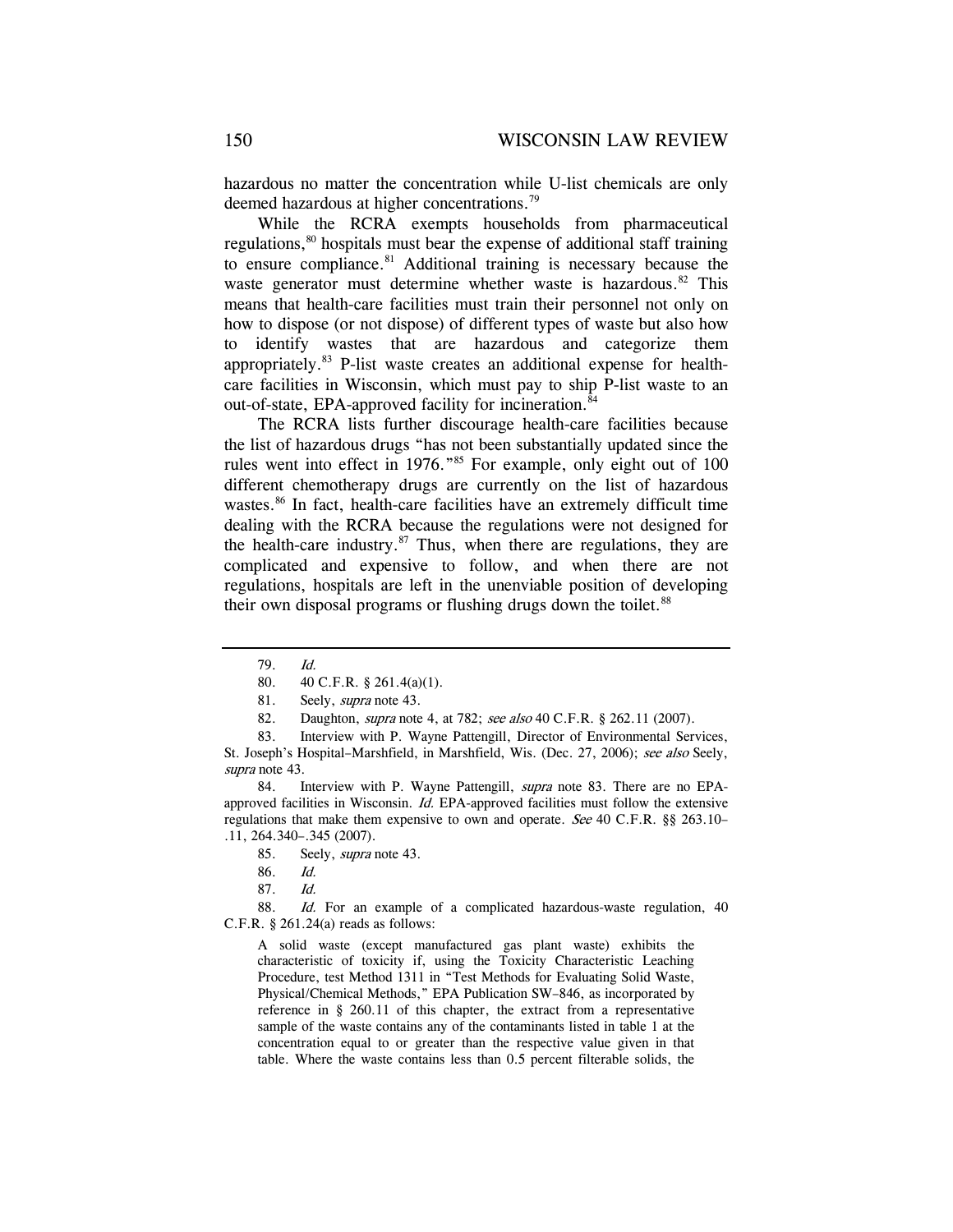hazardous no matter the concentration while U-list chemicals are only deemed hazardous at higher concentrations.[79]

While the RCRA exempts households from pharmaceutical regulations,[80] hospitals must bear the expense of additional staff training to ensure compliance.[81] Additional training is necessary because the waste generator must determine whether waste is hazardous.[82] This means that health-care facilities must train their personnel not only on how to dispose (or not dispose) of different types of waste but also how to identify wastes that are hazardous and categorize them appropriately.[83] P-list waste creates an additional expense for health-care facilities in Wisconsin, which must pay to ship P-list waste to an out-of-state, EPA-approved facility for incineration.[84]

The RCRA lists further discourage health-care facilities because the list of hazardous drugs "has not been substantially updated since the rules went into effect in 1976."[85] For example, only eight out of 100 different chemotherapy drugs are currently on the list of hazardous wastes.[86] In fact, health-care facilities have an extremely difficult time dealing with the RCRA because the regulations were not designed for the health-care industry.[87] Thus, when there are regulations, they are complicated and expensive to follow, and when there are not regulations, hospitals are left in the unenviable position of developing their own disposal programs or flushing drugs down the toilet.[88]

---

79. *Id.*

80. 40 C.F.R. § 261.4(a)(1).

81. Seely, *supra* note 43.

82. Daughton, *supra* note 4, at 782; *see also* 40 C.F.R. § 262.11 (2007).

83. Interview with P. Wayne Pattengill, Director of Environmental Services, St. Joseph's Hospital–Marshfield, in Marshfield, Wis. (Dec. 27, 2006); *see also* Seely, *supra* note 43.

84. Interview with P. Wayne Pattengill, *supra* note 83. There are no EPA-approved facilities in Wisconsin. *Id.* EPA-approved facilities must follow the extensive regulations that make them expensive to own and operate. *See* 40 C.F.R. §§ 263.10–.11, 264.340–.345 (2007).

85. Seely, *supra* note 43.

86. *Id.*

87. *Id.*

88. *Id.* For an example of a complicated hazardous-waste regulation, 40 C.F.R. § 261.24(a) reads as follows:

> A solid waste (except manufactured gas plant waste) exhibits the characteristic of toxicity if, using the Toxicity Characteristic Leaching Procedure, test Method 1311 in "Test Methods for Evaluating Solid Waste, Physical/Chemical Methods," EPA Publication SW–846, as incorporated by reference in § 260.11 of this chapter, the extract from a representative sample of the waste contains any of the contaminants listed in table 1 at the concentration equal to or greater than the respective value given in that table. Where the waste contains less than 0.5 percent filterable solids, the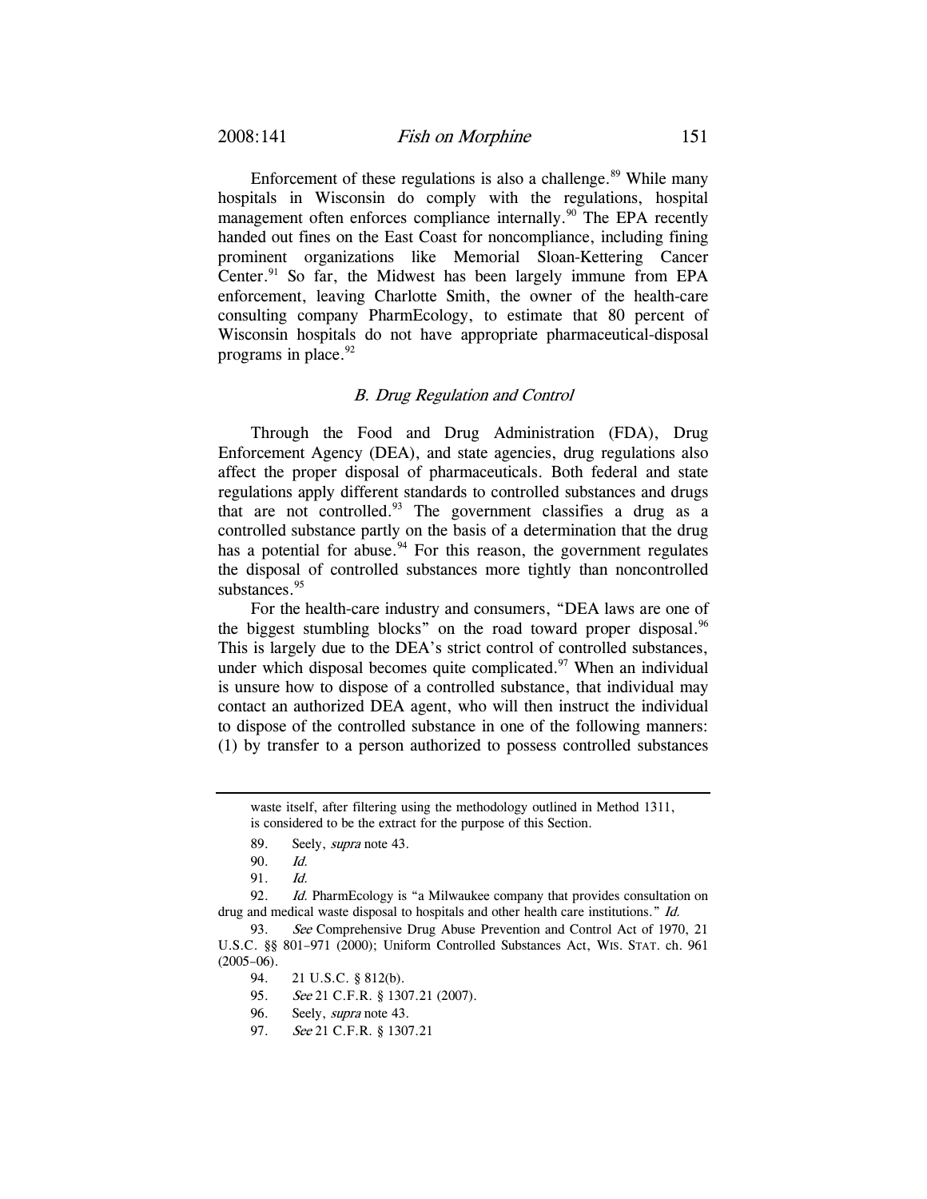Enforcement of these regulations is also a challenge.[89] While many hospitals in Wisconsin do comply with the regulations, hospital management often enforces compliance internally.[90] The EPA recently handed out fines on the East Coast for noncompliance, including fining prominent organizations like Memorial Sloan-Kettering Cancer Center.[91] So far, the Midwest has been largely immune from EPA enforcement, leaving Charlotte Smith, the owner of the health-care consulting company PharmEcology, to estimate that 80 percent of Wisconsin hospitals do not have appropriate pharmaceutical-disposal programs in place.[92]

### *B. Drug Regulation and Control*

Through the Food and Drug Administration (FDA), Drug Enforcement Agency (DEA), and state agencies, drug regulations also affect the proper disposal of pharmaceuticals. Both federal and state regulations apply different standards to controlled substances and drugs that are not controlled.[93] The government classifies a drug as a controlled substance partly on the basis of a determination that the drug has a potential for abuse.[94] For this reason, the government regulates the disposal of controlled substances more tightly than noncontrolled substances.[95]

For the health-care industry and consumers, "DEA laws are one of the biggest stumbling blocks" on the road toward proper disposal.[96] This is largely due to the DEA's strict control of controlled substances, under which disposal becomes quite complicated.[97] When an individual is unsure how to dispose of a controlled substance, that individual may contact an authorized DEA agent, who will then instruct the individual to dispose of the controlled substance in one of the following manners: (1) by transfer to a person authorized to possess controlled substances

---

waste itself, after filtering using the methodology outlined in Method 1311, is considered to be the extract for the purpose of this Section.

89. Seely, *supra* note 43.

90. *Id.*

91. *Id.*

92. *Id.* PharmEcology is "a Milwaukee company that provides consultation on drug and medical waste disposal to hospitals and other health care institutions." *Id.*

93. *See* Comprehensive Drug Abuse Prevention and Control Act of 1970, 21 U.S.C. §§ 801–971 (2000); Uniform Controlled Substances Act, WIS. STAT. ch. 961 (2005–06).

94. 21 U.S.C. § 812(b).

95. *See* 21 C.F.R. § 1307.21 (2007).

96. Seely, *supra* note 43.

97. *See* 21 C.F.R. § 1307.21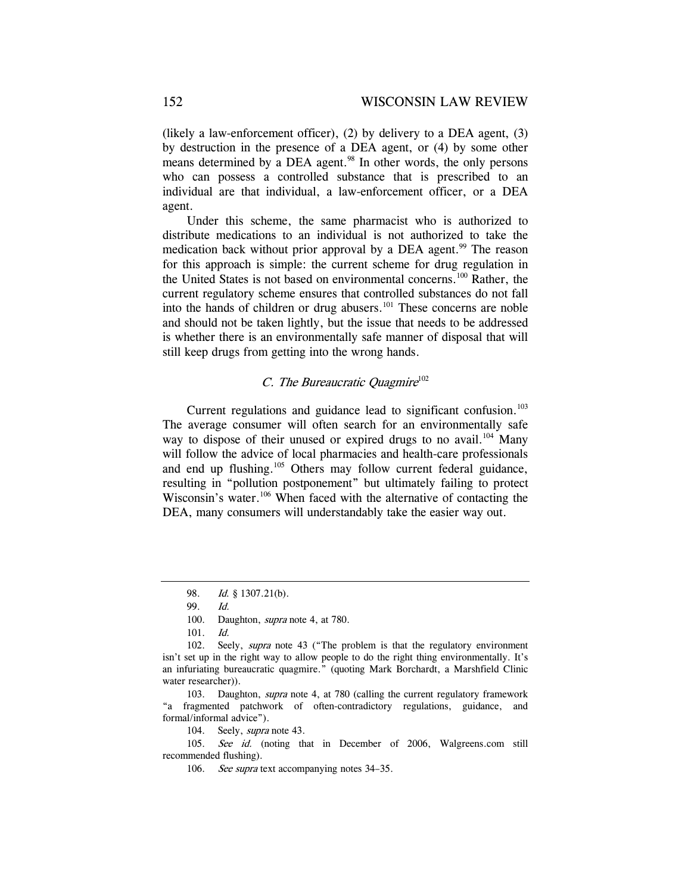(likely a law-enforcement officer), (2) by delivery to a DEA agent, (3) by destruction in the presence of a DEA agent, or (4) by some other means determined by a DEA agent.[98] In other words, the only persons who can possess a controlled substance that is prescribed to an individual are that individual, a law-enforcement officer, or a DEA agent.

Under this scheme, the same pharmacist who is authorized to distribute medications to an individual is not authorized to take the medication back without prior approval by a DEA agent.[99] The reason for this approach is simple: the current scheme for drug regulation in the United States is not based on environmental concerns.[100] Rather, the current regulatory scheme ensures that controlled substances do not fall into the hands of children or drug abusers.[101] These concerns are noble and should not be taken lightly, but the issue that needs to be addressed is whether there is an environmentally safe manner of disposal that will still keep drugs from getting into the wrong hands.

### *C. The Bureaucratic Quagmire*[102]

Current regulations and guidance lead to significant confusion.[103] The average consumer will often search for an environmentally safe way to dispose of their unused or expired drugs to no avail.[104] Many will follow the advice of local pharmacies and health-care professionals and end up flushing.[105] Others may follow current federal guidance, resulting in "pollution postponement" but ultimately failing to protect Wisconsin's water.[106] When faced with the alternative of contacting the DEA, many consumers will understandably take the easier way out.

---

98. *Id.* § 1307.21(b).

99. *Id.*

100. Daughton, *supra* note 4, at 780.

101. *Id.*

102. Seely, *supra* note 43 ("The problem is that the regulatory environment isn't set up in the right way to allow people to do the right thing environmentally. It's an infuriating bureaucratic quagmire." (quoting Mark Borchardt, a Marshfield Clinic water researcher)).

103. Daughton, *supra* note 4, at 780 (calling the current regulatory framework "a fragmented patchwork of often-contradictory regulations, guidance, and formal/informal advice").

104. Seely, *supra* note 43.

105. *See id.* (noting that in December of 2006, Walgreens.com still recommended flushing).

106. *See supra* text accompanying notes 34–35.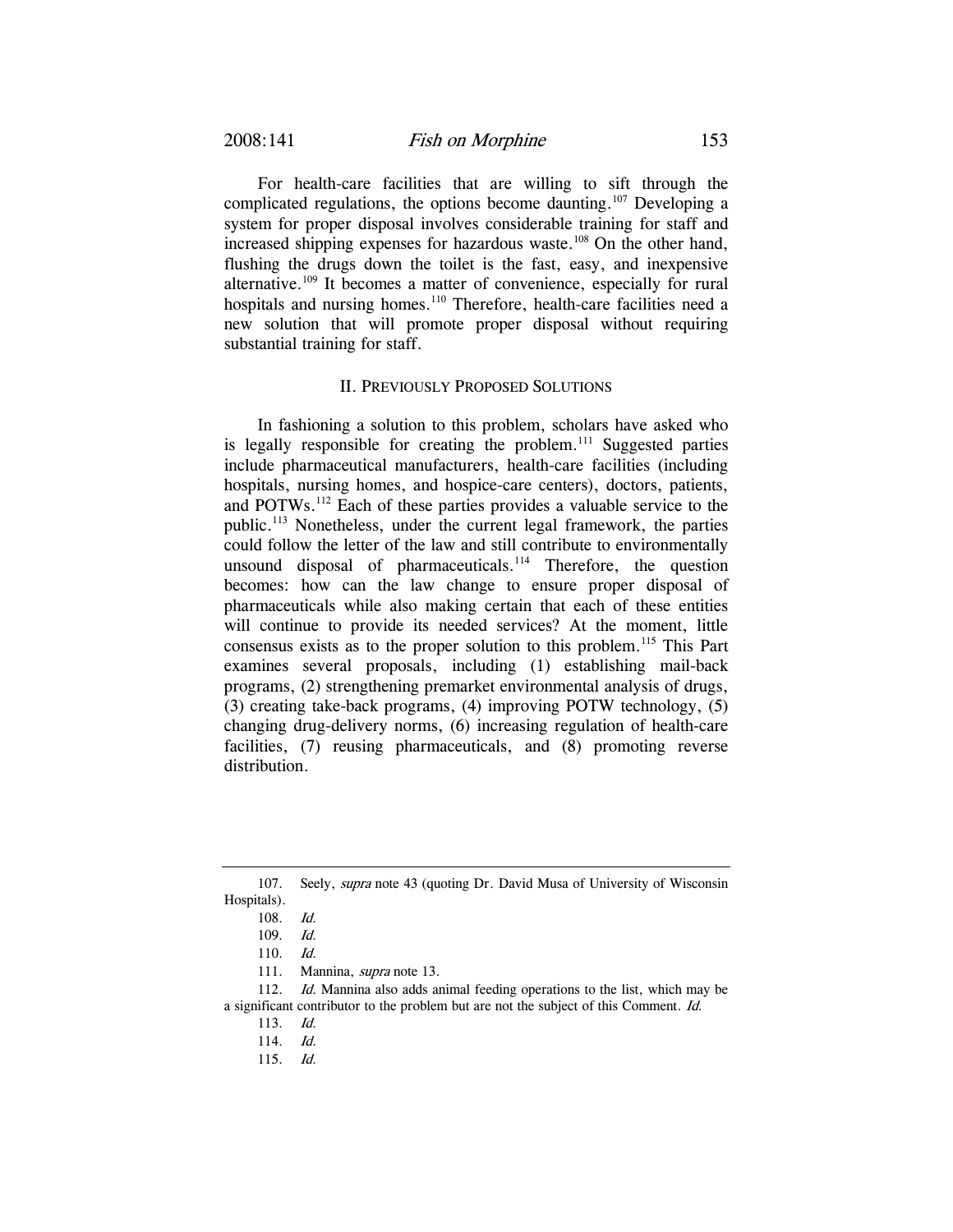For health-care facilities that are willing to sift through the complicated regulations, the options become daunting.[107] Developing a system for proper disposal involves considerable training for staff and increased shipping expenses for hazardous waste.[108] On the other hand, flushing the drugs down the toilet is the fast, easy, and inexpensive alternative.[109] It becomes a matter of convenience, especially for rural hospitals and nursing homes.[110] Therefore, health-care facilities need a new solution that will promote proper disposal without requiring substantial training for staff.

## II. Previously Proposed Solutions

In fashioning a solution to this problem, scholars have asked who is legally responsible for creating the problem.[111] Suggested parties include pharmaceutical manufacturers, health-care facilities (including hospitals, nursing homes, and hospice-care centers), doctors, patients, and POTWs.[112] Each of these parties provides a valuable service to the public.[113] Nonetheless, under the current legal framework, the parties could follow the letter of the law and still contribute to environmentally unsound disposal of pharmaceuticals.[114] Therefore, the question becomes: how can the law change to ensure proper disposal of pharmaceuticals while also making certain that each of these entities will continue to provide its needed services? At the moment, little consensus exists as to the proper solution to this problem.[115] This Part examines several proposals, including (1) establishing mail-back programs, (2) strengthening premarket environmental analysis of drugs, (3) creating take-back programs, (4) improving POTW technology, (5) changing drug-delivery norms, (6) increasing regulation of health-care facilities, (7) reusing pharmaceuticals, and (8) promoting reverse distribution.

---

107. Seely, *supra* note 43 (quoting Dr. David Musa of University of Wisconsin Hospitals).

108. *Id.*

109. *Id.*

110. *Id.*

111. Mannina, *supra* note 13.

112. *Id.* Mannina also adds animal feeding operations to the list, which may be a significant contributor to the problem but are not the subject of this Comment. *Id.*

113. *Id.*

114. *Id.*

115. *Id.*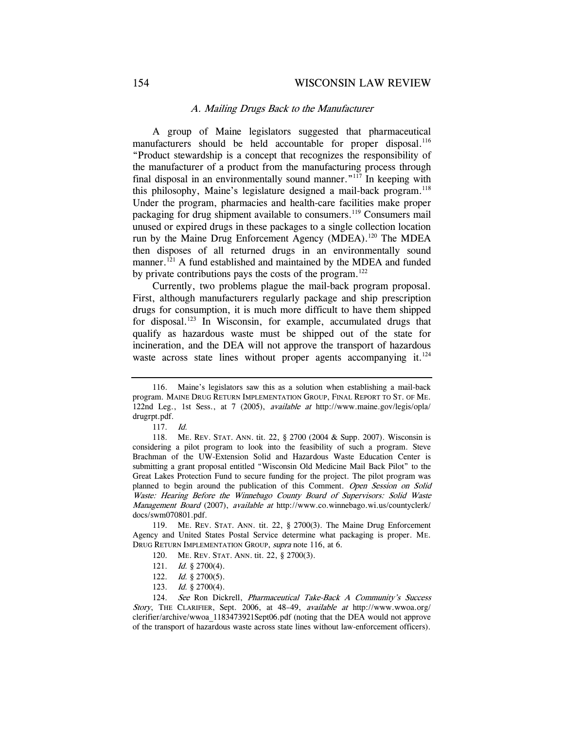### *A. Mailing Drugs Back to the Manufacturer*

A group of Maine legislators suggested that pharmaceutical manufacturers should be held accountable for proper disposal.[116] "Product stewardship is a concept that recognizes the responsibility of the manufacturer of a product from the manufacturing process through final disposal in an environmentally sound manner."[117] In keeping with this philosophy, Maine's legislature designed a mail-back program.[118] Under the program, pharmacies and health-care facilities make proper packaging for drug shipment available to consumers.[119] Consumers mail unused or expired drugs in these packages to a single collection location run by the Maine Drug Enforcement Agency (MDEA).[120] The MDEA then disposes of all returned drugs in an environmentally sound manner.[121] A fund established and maintained by the MDEA and funded by private contributions pays the costs of the program.[122]

Currently, two problems plague the mail-back program proposal. First, although manufacturers regularly package and ship prescription drugs for consumption, it is much more difficult to have them shipped for disposal.[123] In Wisconsin, for example, accumulated drugs that qualify as hazardous waste must be shipped out of the state for incineration, and the DEA will not approve the transport of hazardous waste across state lines without proper agents accompanying it.[124]

---

116. Maine's legislators saw this as a solution when establishing a mail-back program. MAINE DRUG RETURN IMPLEMENTATION GROUP, FINAL REPORT TO ST. OF ME. 122nd Leg., 1st Sess., at 7 (2005), *available at* http://www.maine.gov/legis/opla/drugrpt.pdf.

117. *Id.*

118. ME. REV. STAT. ANN. tit. 22, § 2700 (2004 & Supp. 2007). Wisconsin is considering a pilot program to look into the feasibility of such a program. Steve Brachman of the UW-Extension Solid and Hazardous Waste Education Center is submitting a grant proposal entitled "Wisconsin Old Medicine Mail Back Pilot" to the Great Lakes Protection Fund to secure funding for the project. The pilot program was planned to begin around the publication of this Comment. *Open Session on Solid Waste: Hearing Before the Winnebago County Board of Supervisors: Solid Waste Management Board* (2007), *available at* http://www.co.winnebago.wi.us/countyclerk/docs/swm070801.pdf.

119. ME. REV. STAT. ANN. tit. 22, § 2700(3). The Maine Drug Enforcement Agency and United States Postal Service determine what packaging is proper. ME. DRUG RETURN IMPLEMENTATION GROUP, *supra* note 116, at 6.

120. ME. REV. STAT. ANN. tit. 22, § 2700(3).

121. *Id.* § 2700(4).

122. *Id.* § 2700(5).

123. *Id.* § 2700(4).

124. *See* Ron Dickrell, *Pharmaceutical Take-Back A Community's Success Story*, THE CLARIFIER, Sept. 2006, at 48–49, *available at* http://www.wwoa.org/clerifier/archive/wwoa_1183473921Sept06.pdf (noting that the DEA would not approve of the transport of hazardous waste across state lines without law-enforcement officers).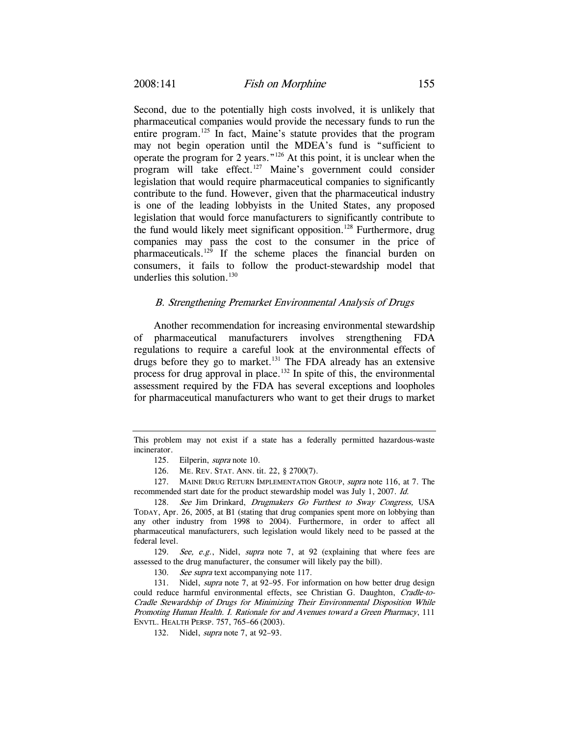Second, due to the potentially high costs involved, it is unlikely that pharmaceutical companies would provide the necessary funds to run the entire program.[125] In fact, Maine's statute provides that the program may not begin operation until the MDEA's fund is "sufficient to operate the program for 2 years."[126] At this point, it is unclear when the program will take effect.[127] Maine's government could consider legislation that would require pharmaceutical companies to significantly contribute to the fund. However, given that the pharmaceutical industry is one of the leading lobbyists in the United States, any proposed legislation that would force manufacturers to significantly contribute to the fund would likely meet significant opposition.[128] Furthermore, drug companies may pass the cost to the consumer in the price of pharmaceuticals.[129] If the scheme places the financial burden on consumers, it fails to follow the product-stewardship model that underlies this solution.[130]

### *B. Strengthening Premarket Environmental Analysis of Drugs*

Another recommendation for increasing environmental stewardship of pharmaceutical manufacturers involves strengthening FDA regulations to require a careful look at the environmental effects of drugs before they go to market.[131] The FDA already has an extensive process for drug approval in place.[132] In spite of this, the environmental assessment required by the FDA has several exceptions and loopholes for pharmaceutical manufacturers who want to get their drugs to market

---

This problem may not exist if a state has a federally permitted hazardous-waste incinerator.

125. Eilperin, *supra* note 10.

126. ME. REV. STAT. ANN. tit. 22, § 2700(7).

127. MAINE DRUG RETURN IMPLEMENTATION GROUP, *supra* note 116, at 7. The recommended start date for the product stewardship model was July 1, 2007. *Id.*

128. *See* Jim Drinkard, *Drugmakers Go Furthest to Sway Congress,* USA TODAY, Apr. 26, 2005, at B1 (stating that drug companies spent more on lobbying than any other industry from 1998 to 2004). Furthermore, in order to affect all pharmaceutical manufacturers, such legislation would likely need to be passed at the federal level.

129. *See, e.g.*, Nidel, *supra* note 7, at 92 (explaining that where fees are assessed to the drug manufacturer, the consumer will likely pay the bill).

130. *See supra* text accompanying note 117.

131. Nidel, *supra* note 7, at 92–95. For information on how better drug design could reduce harmful environmental effects, see Christian G. Daughton, *Cradle-to-Cradle Stewardship of Drugs for Minimizing Their Environmental Disposition While Promoting Human Health. I. Rationale for and Avenues toward a Green Pharmacy*, 111 ENVTL. HEALTH PERSP. 757, 765–66 (2003).

132. Nidel, *supra* note 7, at 92–93.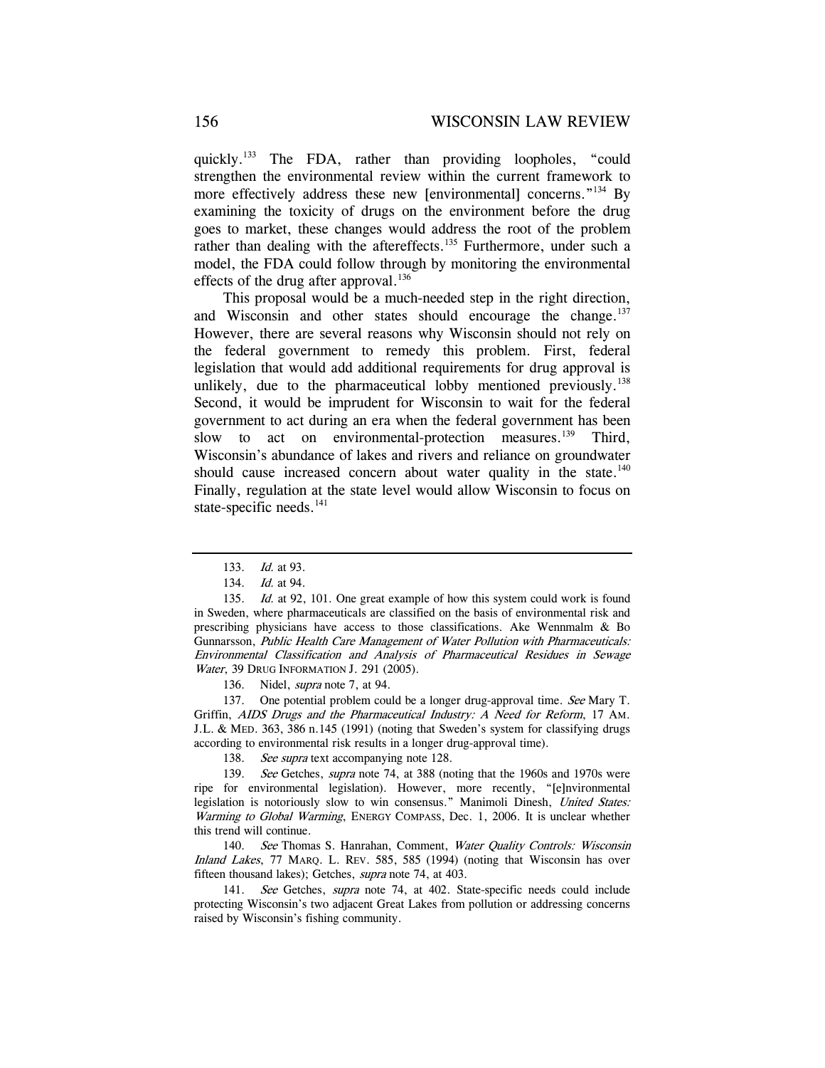quickly.[133] The FDA, rather than providing loopholes, "could strengthen the environmental review within the current framework to more effectively address these new [environmental] concerns."[134] By examining the toxicity of drugs on the environment before the drug goes to market, these changes would address the root of the problem rather than dealing with the aftereffects.[135] Furthermore, under such a model, the FDA could follow through by monitoring the environmental effects of the drug after approval.[136]

This proposal would be a much-needed step in the right direction, and Wisconsin and other states should encourage the change.[137] However, there are several reasons why Wisconsin should not rely on the federal government to remedy this problem. First, federal legislation that would add additional requirements for drug approval is unlikely, due to the pharmaceutical lobby mentioned previously.[138] Second, it would be imprudent for Wisconsin to wait for the federal government to act during an era when the federal government has been slow to act on environmental-protection measures.[139] Third, Wisconsin's abundance of lakes and rivers and reliance on groundwater should cause increased concern about water quality in the state.[140] Finally, regulation at the state level would allow Wisconsin to focus on state-specific needs.[141]

---

133. *Id.* at 93.

134. *Id.* at 94.

135. *Id.* at 92, 101. One great example of how this system could work is found in Sweden, where pharmaceuticals are classified on the basis of environmental risk and prescribing physicians have access to those classifications. Ake Wennmalm & Bo Gunnarsson, *Public Health Care Management of Water Pollution with Pharmaceuticals: Environmental Classification and Analysis of Pharmaceutical Residues in Sewage Water*, 39 DRUG INFORMATION J. 291 (2005).

136. Nidel, *supra* note 7, at 94.

137. One potential problem could be a longer drug-approval time. *See* Mary T. Griffin, *AIDS Drugs and the Pharmaceutical Industry: A Need for Reform*, 17 AM. J.L. & MED. 363, 386 n.145 (1991) (noting that Sweden's system for classifying drugs according to environmental risk results in a longer drug-approval time).

138. *See supra* text accompanying note 128.

139. *See* Getches, *supra* note 74, at 388 (noting that the 1960s and 1970s were ripe for environmental legislation). However, more recently, "[e]nvironmental legislation is notoriously slow to win consensus." Manimoli Dinesh, *United States: Warming to Global Warming*, ENERGY COMPASS, Dec. 1, 2006. It is unclear whether this trend will continue.

140. *See* Thomas S. Hanrahan, Comment, *Water Quality Controls: Wisconsin Inland Lakes*, 77 MARQ. L. REV. 585, 585 (1994) (noting that Wisconsin has over fifteen thousand lakes); Getches, *supra* note 74, at 403.

141. *See* Getches, *supra* note 74, at 402. State-specific needs could include protecting Wisconsin's two adjacent Great Lakes from pollution or addressing concerns raised by Wisconsin's fishing community.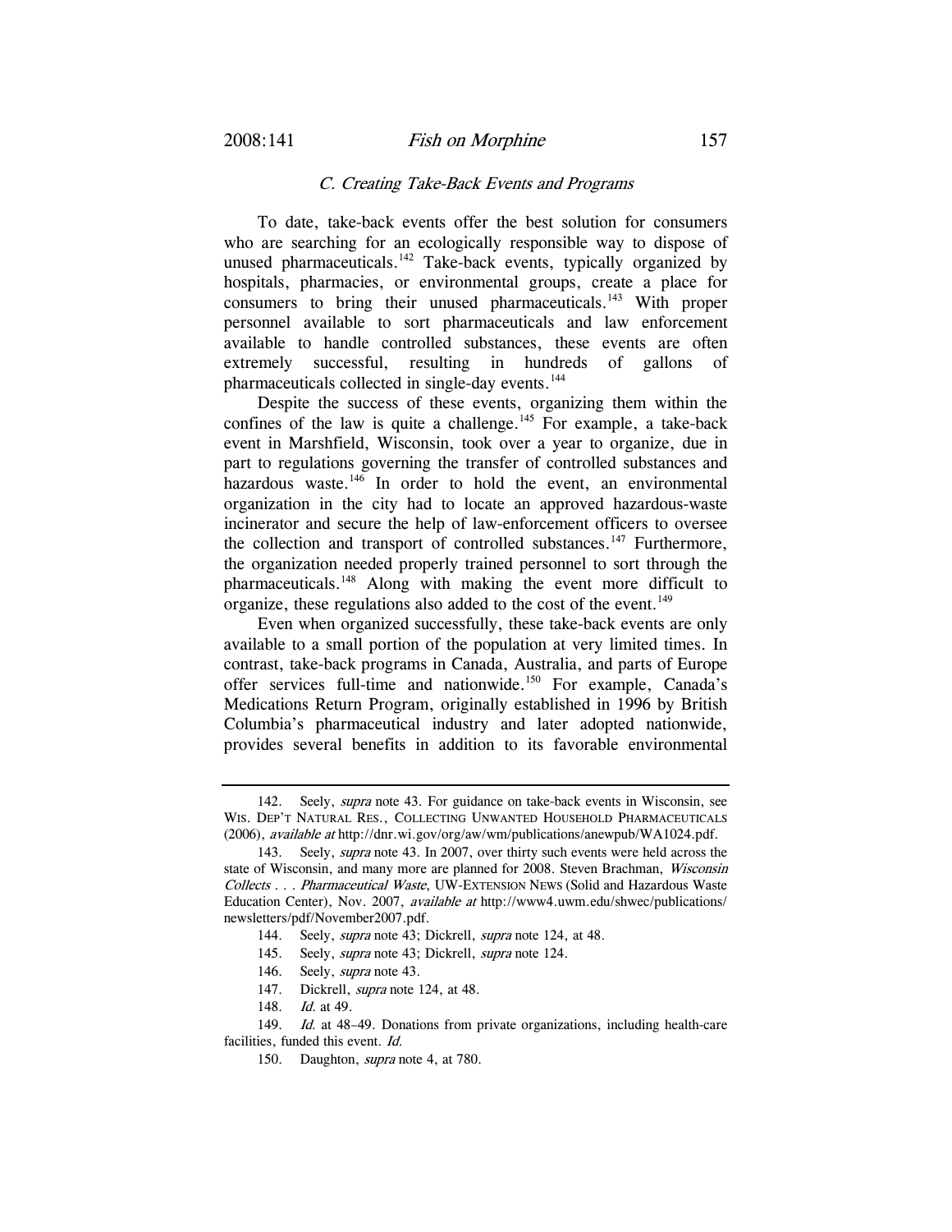### *C. Creating Take-Back Events and Programs*

To date, take-back events offer the best solution for consumers who are searching for an ecologically responsible way to dispose of unused pharmaceuticals.[142] Take-back events, typically organized by hospitals, pharmacies, or environmental groups, create a place for consumers to bring their unused pharmaceuticals.[143] With proper personnel available to sort pharmaceuticals and law enforcement available to handle controlled substances, these events are often extremely successful, resulting in hundreds of gallons of pharmaceuticals collected in single-day events.[144]

Despite the success of these events, organizing them within the confines of the law is quite a challenge.[145] For example, a take-back event in Marshfield, Wisconsin, took over a year to organize, due in part to regulations governing the transfer of controlled substances and hazardous waste.[146] In order to hold the event, an environmental organization in the city had to locate an approved hazardous-waste incinerator and secure the help of law-enforcement officers to oversee the collection and transport of controlled substances.[147] Furthermore, the organization needed properly trained personnel to sort through the pharmaceuticals.[148] Along with making the event more difficult to organize, these regulations also added to the cost of the event.[149]

Even when organized successfully, these take-back events are only available to a small portion of the population at very limited times. In contrast, take-back programs in Canada, Australia, and parts of Europe offer services full-time and nationwide.[150] For example, Canada's Medications Return Program, originally established in 1996 by British Columbia's pharmaceutical industry and later adopted nationwide, provides several benefits in addition to its favorable environmental

---

142. Seely, *supra* note 43. For guidance on take-back events in Wisconsin, see WIS. DEP'T NATURAL RES., COLLECTING UNWANTED HOUSEHOLD PHARMACEUTICALS (2006), *available at* http://dnr.wi.gov/org/aw/wm/publications/anewpub/WA1024.pdf.

143. Seely, *supra* note 43. In 2007, over thirty such events were held across the state of Wisconsin, and many more are planned for 2008. Steven Brachman, *Wisconsin Collects . . . Pharmaceutical Waste*, UW-EXTENSION NEWS (Solid and Hazardous Waste Education Center), Nov. 2007, *available at* http://www4.uwm.edu/shwec/publications/newsletters/pdf/November2007.pdf.

144. Seely, *supra* note 43; Dickrell, *supra* note 124, at 48.

145. Seely, *supra* note 43; Dickrell, *supra* note 124.

146. Seely, *supra* note 43.

147. Dickrell, *supra* note 124, at 48.

148. *Id.* at 49.

149. *Id.* at 48–49. Donations from private organizations, including health-care facilities, funded this event. *Id.*

150. Daughton, *supra* note 4, at 780.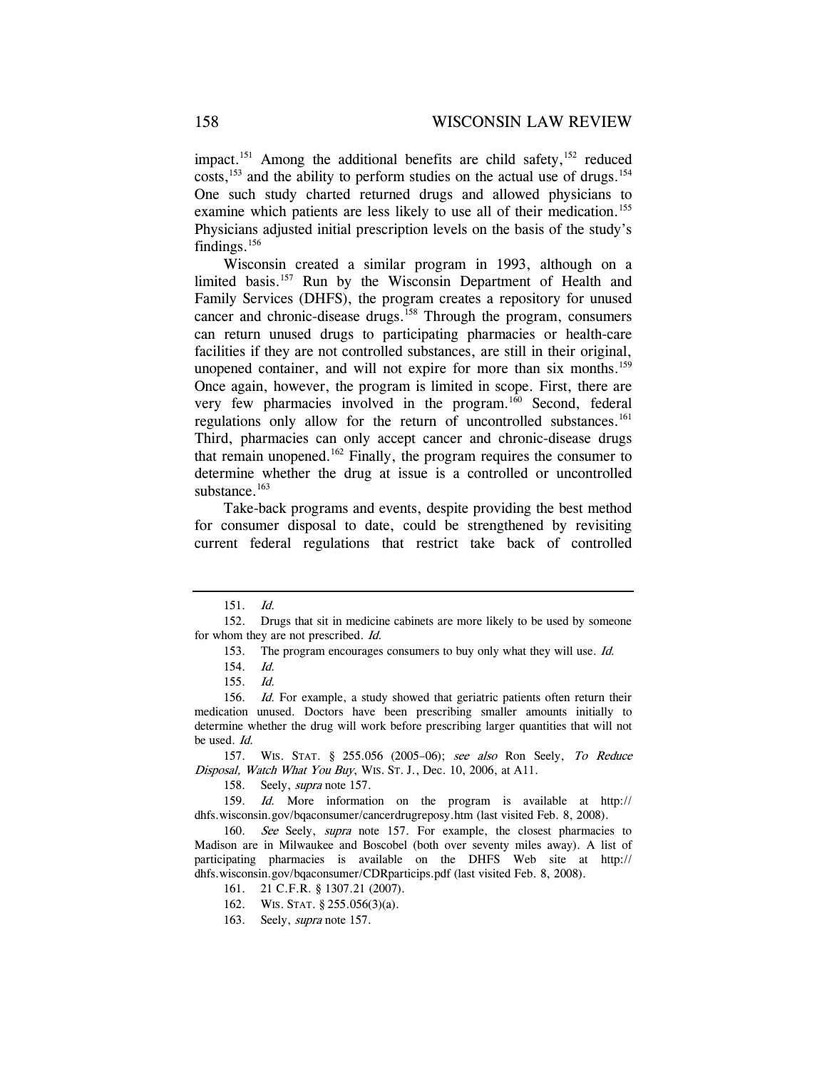impact.[151] Among the additional benefits are child safety,[152] reduced costs,[153] and the ability to perform studies on the actual use of drugs.[154] One such study charted returned drugs and allowed physicians to examine which patients are less likely to use all of their medication.[155] Physicians adjusted initial prescription levels on the basis of the study's findings.[156]

Wisconsin created a similar program in 1993, although on a limited basis.[157] Run by the Wisconsin Department of Health and Family Services (DHFS), the program creates a repository for unused cancer and chronic-disease drugs.[158] Through the program, consumers can return unused drugs to participating pharmacies or health-care facilities if they are not controlled substances, are still in their original, unopened container, and will not expire for more than six months.[159] Once again, however, the program is limited in scope. First, there are very few pharmacies involved in the program.[160] Second, federal regulations only allow for the return of uncontrolled substances.[161] Third, pharmacies can only accept cancer and chronic-disease drugs that remain unopened.[162] Finally, the program requires the consumer to determine whether the drug at issue is a controlled or uncontrolled substance.[163]

Take-back programs and events, despite providing the best method for consumer disposal to date, could be strengthened by revisiting current federal regulations that restrict take back of controlled

---

151. *Id.*

152. Drugs that sit in medicine cabinets are more likely to be used by someone for whom they are not prescribed. *Id.*

153. The program encourages consumers to buy only what they will use. *Id.*

154. *Id.*

155. *Id.*

156. *Id.* For example, a study showed that geriatric patients often return their medication unused. Doctors have been prescribing smaller amounts initially to determine whether the drug will work before prescribing larger quantities that will not be used. *Id.*

157. WIS. STAT. § 255.056 (2005–06); *see also* Ron Seely, *To Reduce Disposal, Watch What You Buy*, WIS. ST. J., Dec. 10, 2006, at A11.

158. Seely, *supra* note 157.

159. *Id.* More information on the program is available at http://dhfs.wisconsin.gov/bqaconsumer/cancerdrugreposy.htm (last visited Feb. 8, 2008).

160. *See* Seely, *supra* note 157. For example, the closest pharmacies to Madison are in Milwaukee and Boscobel (both over seventy miles away). A list of participating pharmacies is available on the DHFS Web site at http://dhfs.wisconsin.gov/bqaconsumer/CDRparticips.pdf (last visited Feb. 8, 2008).

161. 21 C.F.R. § 1307.21 (2007).

162. WIS. STAT. § 255.056(3)(a).

163. Seely, *supra* note 157.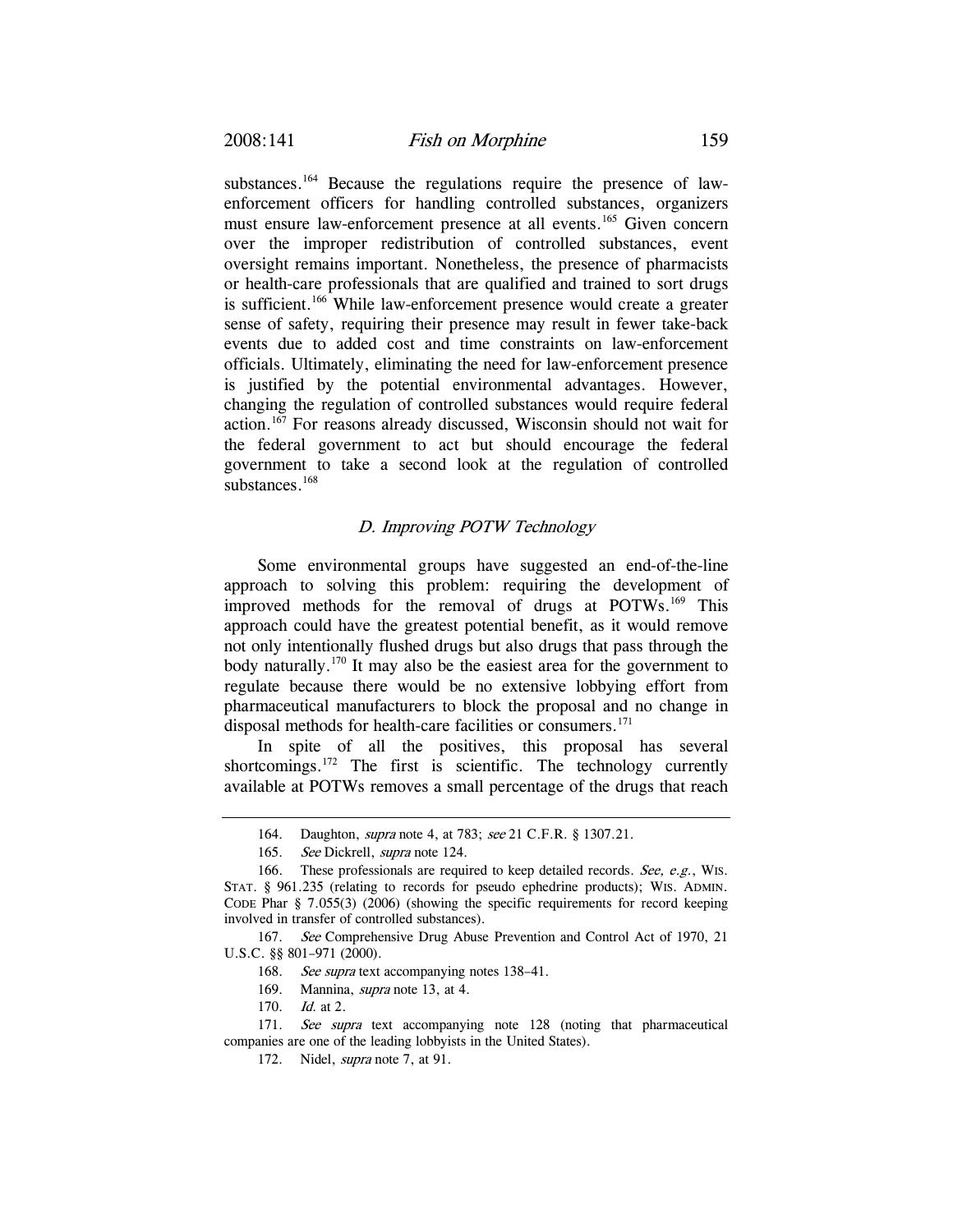substances.[164] Because the regulations require the presence of law-enforcement officers for handling controlled substances, organizers must ensure law-enforcement presence at all events.[165] Given concern over the improper redistribution of controlled substances, event oversight remains important. Nonetheless, the presence of pharmacists or health-care professionals that are qualified and trained to sort drugs is sufficient.[166] While law-enforcement presence would create a greater sense of safety, requiring their presence may result in fewer take-back events due to added cost and time constraints on law-enforcement officials. Ultimately, eliminating the need for law-enforcement presence is justified by the potential environmental advantages. However, changing the regulation of controlled substances would require federal action.[167] For reasons already discussed, Wisconsin should not wait for the federal government to act but should encourage the federal government to take a second look at the regulation of controlled substances.[168]

### *D. Improving POTW Technology*

Some environmental groups have suggested an end-of-the-line approach to solving this problem: requiring the development of improved methods for the removal of drugs at POTWs.[169] This approach could have the greatest potential benefit, as it would remove not only intentionally flushed drugs but also drugs that pass through the body naturally.[170] It may also be the easiest area for the government to regulate because there would be no extensive lobbying effort from pharmaceutical manufacturers to block the proposal and no change in disposal methods for health-care facilities or consumers.[171]

In spite of all the positives, this proposal has several shortcomings.[172] The first is scientific. The technology currently available at POTWs removes a small percentage of the drugs that reach

---

164. Daughton, *supra* note 4, at 783; *see* 21 C.F.R. § 1307.21.

165. *See* Dickrell, *supra* note 124.

166. These professionals are required to keep detailed records. *See, e.g.*, WIS. STAT. § 961.235 (relating to records for pseudo ephedrine products); WIS. ADMIN. CODE Phar § 7.055(3) (2006) (showing the specific requirements for record keeping involved in transfer of controlled substances).

167. *See* Comprehensive Drug Abuse Prevention and Control Act of 1970, 21 U.S.C. §§ 801–971 (2000).

168. *See supra* text accompanying notes 138–41.

169. Mannina, *supra* note 13, at 4.

170. *Id.* at 2.

171. *See supra* text accompanying note 128 (noting that pharmaceutical companies are one of the leading lobbyists in the United States).

172. Nidel, *supra* note 7, at 91.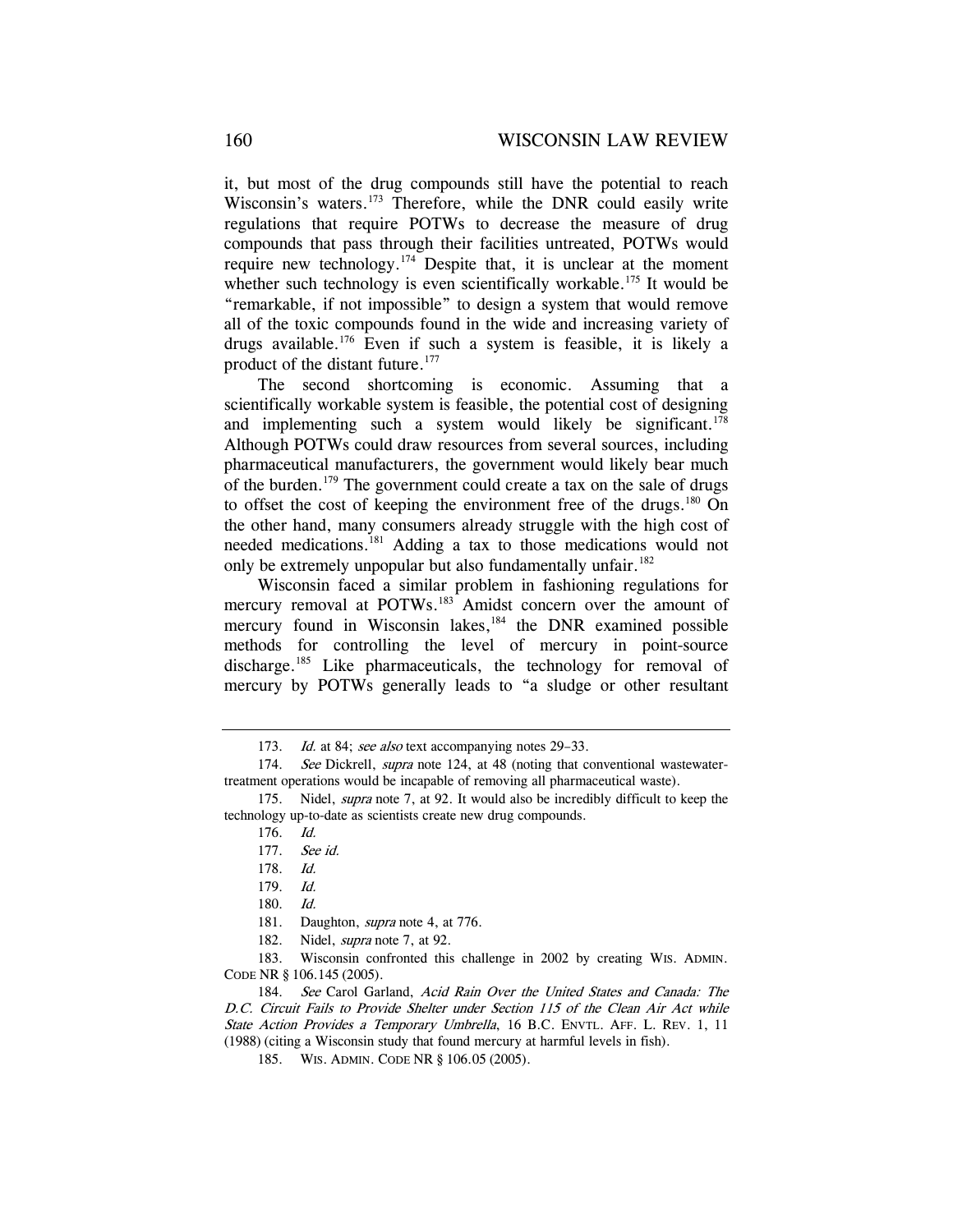it, but most of the drug compounds still have the potential to reach Wisconsin's waters.[173] Therefore, while the DNR could easily write regulations that require POTWs to decrease the measure of drug compounds that pass through their facilities untreated, POTWs would require new technology.[174] Despite that, it is unclear at the moment whether such technology is even scientifically workable.[175] It would be "remarkable, if not impossible" to design a system that would remove all of the toxic compounds found in the wide and increasing variety of drugs available.[176] Even if such a system is feasible, it is likely a product of the distant future.[177]

The second shortcoming is economic. Assuming that a scientifically workable system is feasible, the potential cost of designing and implementing such a system would likely be significant.[178] Although POTWs could draw resources from several sources, including pharmaceutical manufacturers, the government would likely bear much of the burden.[179] The government could create a tax on the sale of drugs to offset the cost of keeping the environment free of the drugs.[180] On the other hand, many consumers already struggle with the high cost of needed medications.[181] Adding a tax to those medications would not only be extremely unpopular but also fundamentally unfair.[182]

Wisconsin faced a similar problem in fashioning regulations for mercury removal at POTWs.[183] Amidst concern over the amount of mercury found in Wisconsin lakes,[184] the DNR examined possible methods for controlling the level of mercury in point-source discharge.[185] Like pharmaceuticals, the technology for removal of mercury by POTWs generally leads to "a sludge or other resultant

---

173. *Id.* at 84; *see also* text accompanying notes 29–33.

174. *See* Dickrell, *supra* note 124, at 48 (noting that conventional wastewater-treatment operations would be incapable of removing all pharmaceutical waste).

175. Nidel, *supra* note 7, at 92. It would also be incredibly difficult to keep the technology up-to-date as scientists create new drug compounds.

176. *Id.*

177. *See id.*

178. *Id.*

179. *Id.*

180. *Id.*

181. Daughton, *supra* note 4, at 776.

182. Nidel, *supra* note 7, at 92.

183. Wisconsin confronted this challenge in 2002 by creating WIS. ADMIN. CODE NR § 106.145 (2005).

184. *See* Carol Garland, *Acid Rain Over the United States and Canada: The D.C. Circuit Fails to Provide Shelter under Section 115 of the Clean Air Act while State Action Provides a Temporary Umbrella*, 16 B.C. ENVTL. AFF. L. REV. 1, 11 (1988) (citing a Wisconsin study that found mercury at harmful levels in fish).

185. WIS. ADMIN. CODE NR § 106.05 (2005).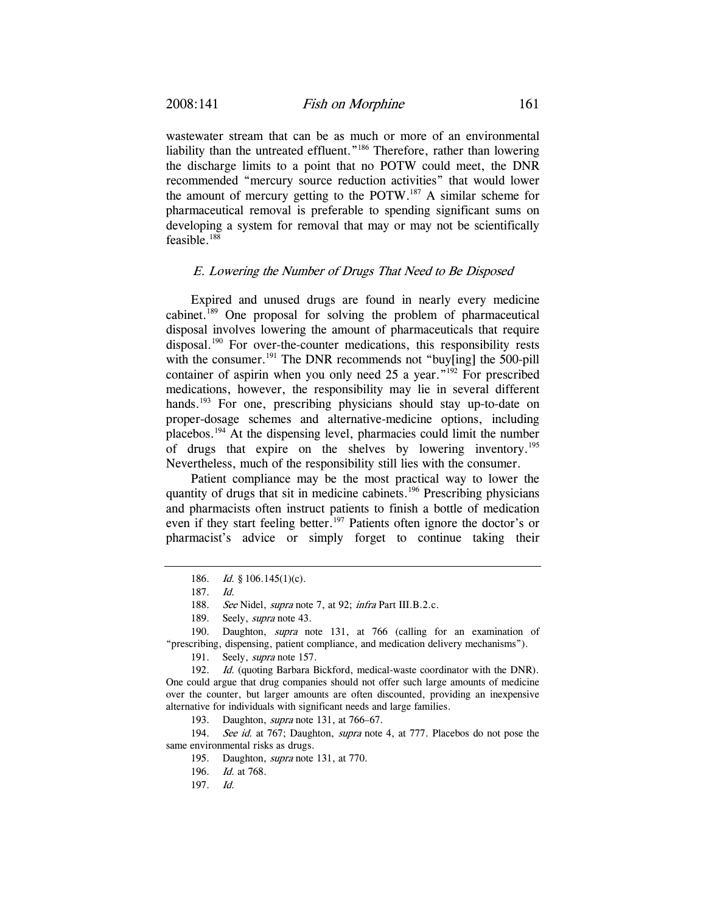wastewater stream that can be as much or more of an environmental liability than the untreated effluent."[186] Therefore, rather than lowering the discharge limits to a point that no POTW could meet, the DNR recommended "mercury source reduction activities" that would lower the amount of mercury getting to the POTW.[187] A similar scheme for pharmaceutical removal is preferable to spending significant sums on developing a system for removal that may or may not be scientifically feasible.[188]

### *E. Lowering the Number of Drugs That Need to Be Disposed*

Expired and unused drugs are found in nearly every medicine cabinet.[189] One proposal for solving the problem of pharmaceutical disposal involves lowering the amount of pharmaceuticals that require disposal.[190] For over-the-counter medications, this responsibility rests with the consumer.[191] The DNR recommends not "buy[ing] the 500-pill container of aspirin when you only need 25 a year."[192] For prescribed medications, however, the responsibility may lie in several different hands.[193] For one, prescribing physicians should stay up-to-date on proper-dosage schemes and alternative-medicine options, including placebos.[194] At the dispensing level, pharmacies could limit the number of drugs that expire on the shelves by lowering inventory.[195] Nevertheless, much of the responsibility still lies with the consumer.

Patient compliance may be the most practical way to lower the quantity of drugs that sit in medicine cabinets.[196] Prescribing physicians and pharmacists often instruct patients to finish a bottle of medication even if they start feeling better.[197] Patients often ignore the doctor's or pharmacist's advice or simply forget to continue taking their

---

186. *Id.* § 106.145(1)(c).

187. *Id.*

188. *See* Nidel, *supra* note 7, at 92; *infra* Part III.B.2.c.

189. Seely, *supra* note 43.

190. Daughton, *supra* note 131, at 766 (calling for an examination of "prescribing, dispensing, patient compliance, and medication delivery mechanisms").

191. Seely, *supra* note 157.

192. *Id.* (quoting Barbara Bickford, medical-waste coordinator with the DNR). One could argue that drug companies should not offer such large amounts of medicine over the counter, but larger amounts are often discounted, providing an inexpensive alternative for individuals with significant needs and large families.

193. Daughton, *supra* note 131, at 766–67.

194. *See id.* at 767; Daughton, *supra* note 4, at 777. Placebos do not pose the same environmental risks as drugs.

195. Daughton, *supra* note 131, at 770.

196. *Id.* at 768.

197. *Id.*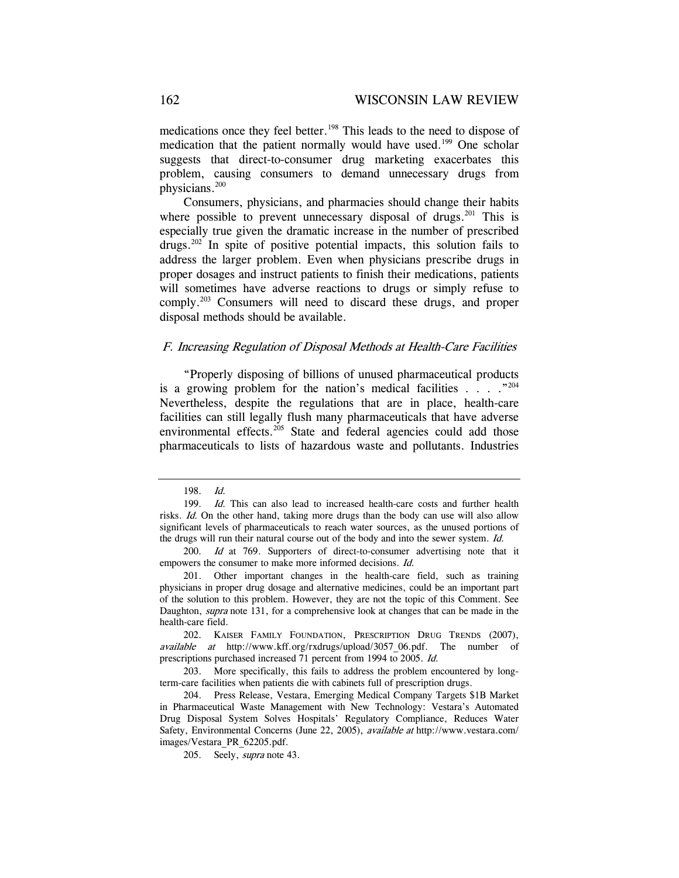medications once they feel better.[198] This leads to the need to dispose of medication that the patient normally would have used.[199] One scholar suggests that direct-to-consumer drug marketing exacerbates this problem, causing consumers to demand unnecessary drugs from physicians.[200]

Consumers, physicians, and pharmacies should change their habits where possible to prevent unnecessary disposal of drugs.[201] This is especially true given the dramatic increase in the number of prescribed drugs.[202] In spite of positive potential impacts, this solution fails to address the larger problem. Even when physicians prescribe drugs in proper dosages and instruct patients to finish their medications, patients will sometimes have adverse reactions to drugs or simply refuse to comply.[203] Consumers will need to discard these drugs, and proper disposal methods should be available.

### *F. Increasing Regulation of Disposal Methods at Health-Care Facilities*

"Properly disposing of billions of unused pharmaceutical products is a growing problem for the nation's medical facilities . . . ."[204] Nevertheless, despite the regulations that are in place, health-care facilities can still legally flush many pharmaceuticals that have adverse environmental effects.[205] State and federal agencies could add those pharmaceuticals to lists of hazardous waste and pollutants. Industries

---

198. *Id.*

199. *Id.* This can also lead to increased health-care costs and further health risks. *Id.* On the other hand, taking more drugs than the body can use will also allow significant levels of pharmaceuticals to reach water sources, as the unused portions of the drugs will run their natural course out of the body and into the sewer system. *Id.*

200. *Id* at 769. Supporters of direct-to-consumer advertising note that it empowers the consumer to make more informed decisions. *Id.*

201. Other important changes in the health-care field, such as training physicians in proper drug dosage and alternative medicines, could be an important part of the solution to this problem. However, they are not the topic of this Comment. See Daughton, *supra* note 131, for a comprehensive look at changes that can be made in the health-care field.

202. KAISER FAMILY FOUNDATION, PRESCRIPTION DRUG TRENDS (2007), *available at* http://www.kff.org/rxdrugs/upload/3057_06.pdf. The number of prescriptions purchased increased 71 percent from 1994 to 2005. *Id.*

203. More specifically, this fails to address the problem encountered by long-term-care facilities when patients die with cabinets full of prescription drugs.

204. Press Release, Vestara, Emerging Medical Company Targets $1B Market in Pharmaceutical Waste Management with New Technology: Vestara's Automated Drug Disposal System Solves Hospitals' Regulatory Compliance, Reduces Water Safety, Environmental Concerns (June 22, 2005), *available at* http://www.vestara.com/images/Vestara_PR_62205.pdf.

205. Seely, *supra* note 43.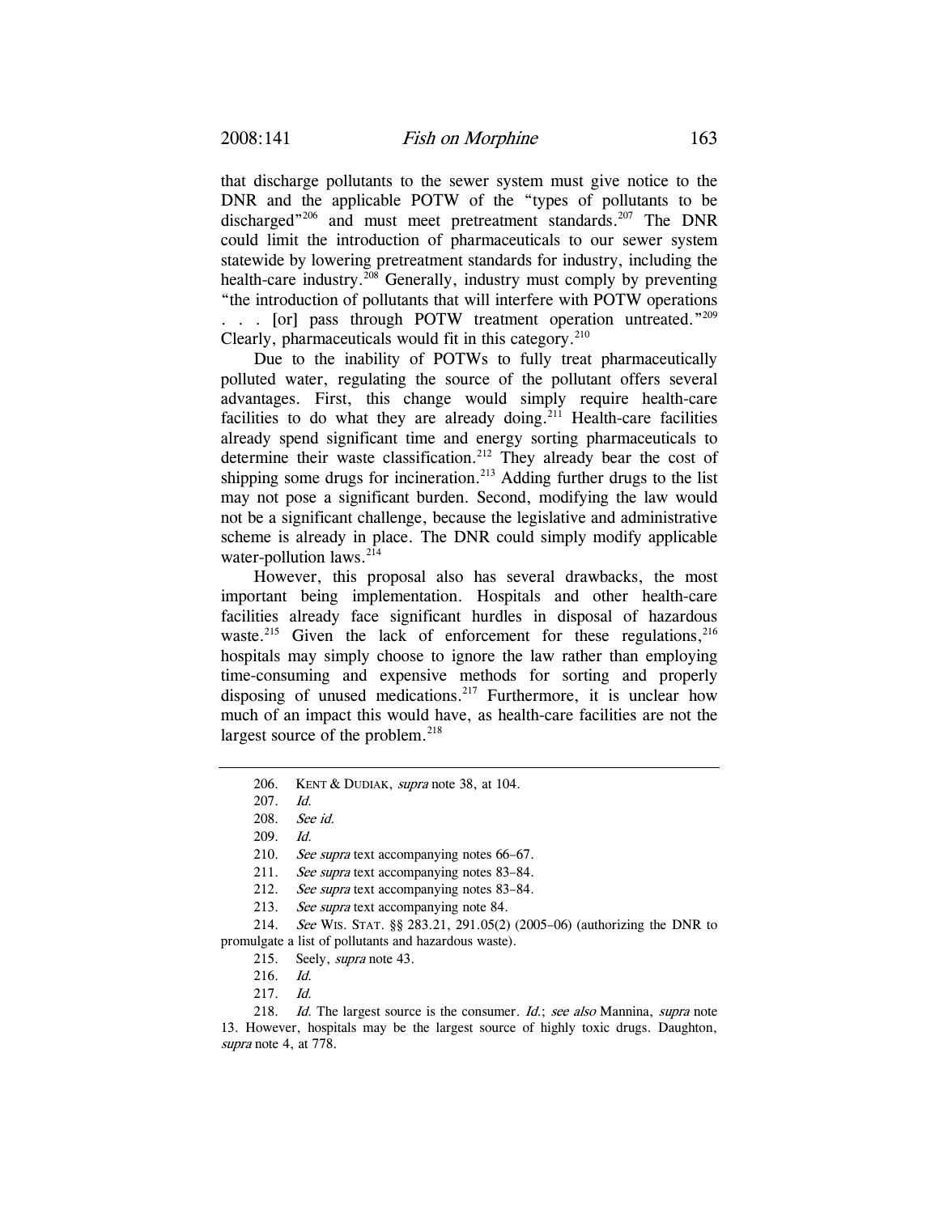that discharge pollutants to the sewer system must give notice to the DNR and the applicable POTW of the "types of pollutants to be discharged"[206] and must meet pretreatment standards.[207] The DNR could limit the introduction of pharmaceuticals to our sewer system statewide by lowering pretreatment standards for industry, including the health-care industry.[208] Generally, industry must comply by preventing "the introduction of pollutants that will interfere with POTW operations . . . [or] pass through POTW treatment operation untreated."[209] Clearly, pharmaceuticals would fit in this category.[210]

Due to the inability of POTWs to fully treat pharmaceutically polluted water, regulating the source of the pollutant offers several advantages. First, this change would simply require health-care facilities to do what they are already doing.[211] Health-care facilities already spend significant time and energy sorting pharmaceuticals to determine their waste classification.[212] They already bear the cost of shipping some drugs for incineration.[213] Adding further drugs to the list may not pose a significant burden. Second, modifying the law would not be a significant challenge, because the legislative and administrative scheme is already in place. The DNR could simply modify applicable water-pollution laws.[214]

However, this proposal also has several drawbacks, the most important being implementation. Hospitals and other health-care facilities already face significant hurdles in disposal of hazardous waste.[215] Given the lack of enforcement for these regulations,[216] hospitals may simply choose to ignore the law rather than employing time-consuming and expensive methods for sorting and properly disposing of unused medications.[217] Furthermore, it is unclear how much of an impact this would have, as health-care facilities are not the largest source of the problem.[218]

---

206. KENT & DUDIAK, *supra* note 38, at 104.

207. *Id.*

208. *See id.*

209. *Id.*

210. *See supra* text accompanying notes 66–67.

211. *See supra* text accompanying notes 83–84.

212. *See supra* text accompanying notes 83–84.

213. *See supra* text accompanying note 84.

214. *See* WIS. STAT. §§ 283.21, 291.05(2) (2005–06) (authorizing the DNR to promulgate a list of pollutants and hazardous waste).

215. Seely, *supra* note 43.

216. *Id.*

217. *Id.*

218. *Id.* The largest source is the consumer. *Id.*; *see also* Mannina, *supra* note 13. However, hospitals may be the largest source of highly toxic drugs. Daughton, *supra* note 4, at 778.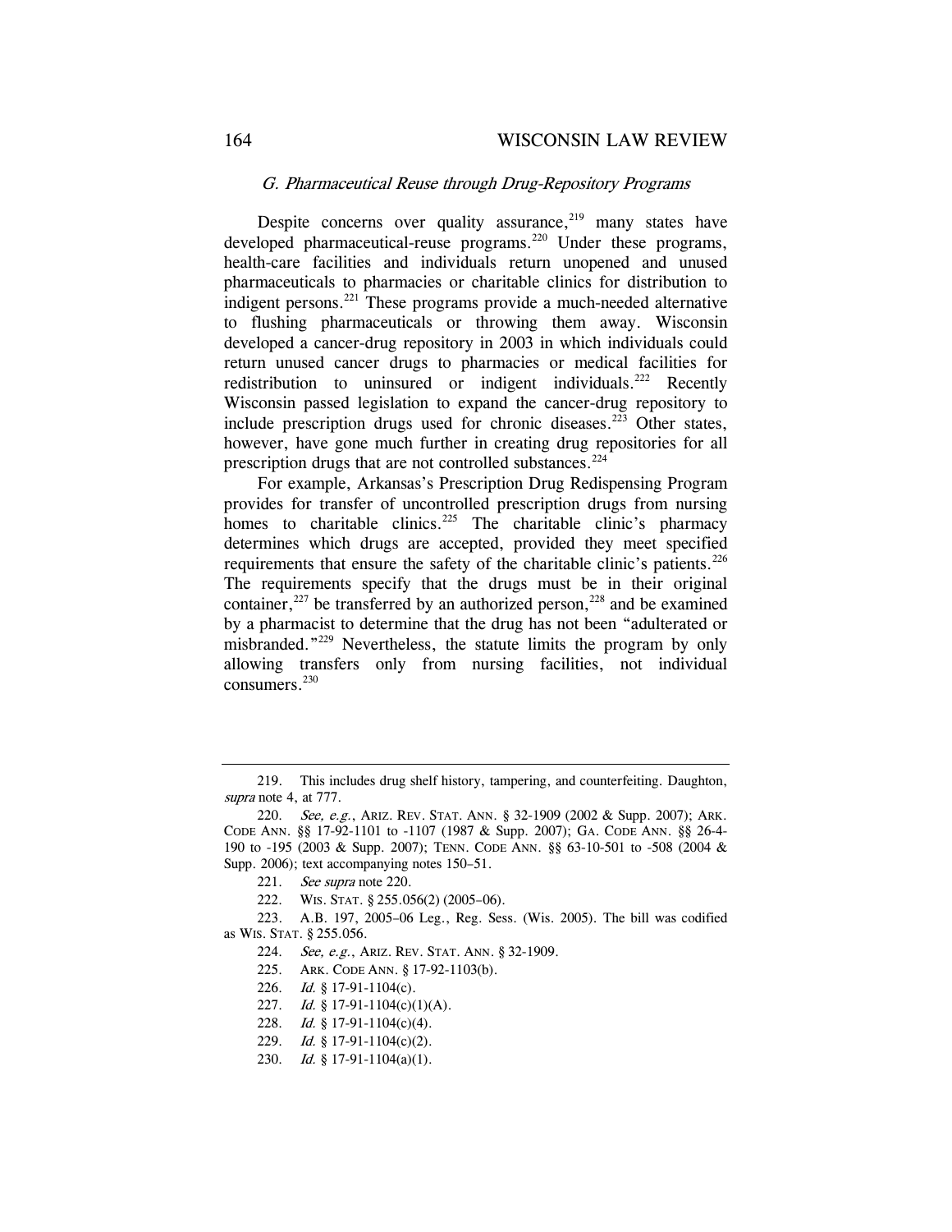### *G. Pharmaceutical Reuse through Drug-Repository Programs*

Despite concerns over quality assurance,[219] many states have developed pharmaceutical-reuse programs.[220] Under these programs, health-care facilities and individuals return unopened and unused pharmaceuticals to pharmacies or charitable clinics for distribution to indigent persons.[221] These programs provide a much-needed alternative to flushing pharmaceuticals or throwing them away. Wisconsin developed a cancer-drug repository in 2003 in which individuals could return unused cancer drugs to pharmacies or medical facilities for redistribution to uninsured or indigent individuals.[222] Recently Wisconsin passed legislation to expand the cancer-drug repository to include prescription drugs used for chronic diseases.[223] Other states, however, have gone much further in creating drug repositories for all prescription drugs that are not controlled substances.[224]

For example, Arkansas's Prescription Drug Redispensing Program provides for transfer of uncontrolled prescription drugs from nursing homes to charitable clinics.[225] The charitable clinic's pharmacy determines which drugs are accepted, provided they meet specified requirements that ensure the safety of the charitable clinic's patients.[226] The requirements specify that the drugs must be in their original container,[227] be transferred by an authorized person,[228] and be examined by a pharmacist to determine that the drug has not been "adulterated or misbranded."[229] Nevertheless, the statute limits the program by only allowing transfers only from nursing facilities, not individual consumers.[230]

---

219. This includes drug shelf history, tampering, and counterfeiting. Daughton, *supra* note 4, at 777.

220. *See, e.g.*, ARIZ. REV. STAT. ANN. § 32-1909 (2002 & Supp. 2007); ARK. CODE ANN. §§ 17-92-1101 to -1107 (1987 & Supp. 2007); GA. CODE ANN. §§ 26-4-190 to -195 (2003 & Supp. 2007); TENN. CODE ANN. §§ 63-10-501 to -508 (2004 & Supp. 2006); text accompanying notes 150–51.

221. *See supra* note 220.

222. WIS. STAT. § 255.056(2) (2005–06).

223. A.B. 197, 2005–06 Leg., Reg. Sess. (Wis. 2005). The bill was codified as WIS. STAT. § 255.056.

224. *See, e.g.*, ARIZ. REV. STAT. ANN. § 32-1909.

225. ARK. CODE ANN. § 17-92-1103(b).

226. *Id.* § 17-91-1104(c).

227. *Id.* § 17-91-1104(c)(1)(A).

228. *Id.* § 17-91-1104(c)(4).

229. *Id.* § 17-91-1104(c)(2).

230. *Id.* § 17-91-1104(a)(1).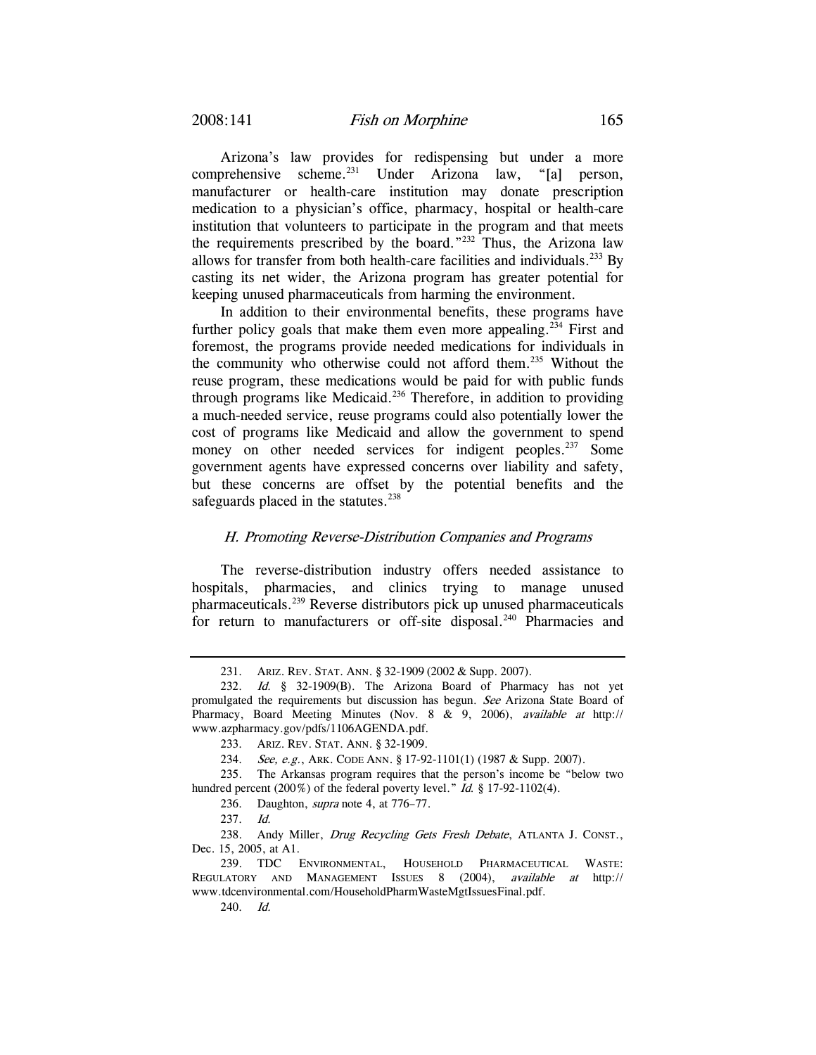Arizona's law provides for redispensing but under a more comprehensive scheme.[231] Under Arizona law, "[a] person, manufacturer or health-care institution may donate prescription medication to a physician's office, pharmacy, hospital or health-care institution that volunteers to participate in the program and that meets the requirements prescribed by the board."[232] Thus, the Arizona law allows for transfer from both health-care facilities and individuals.[233] By casting its net wider, the Arizona program has greater potential for keeping unused pharmaceuticals from harming the environment.

In addition to their environmental benefits, these programs have further policy goals that make them even more appealing.[234] First and foremost, the programs provide needed medications for individuals in the community who otherwise could not afford them.[235] Without the reuse program, these medications would be paid for with public funds through programs like Medicaid.[236] Therefore, in addition to providing a much-needed service, reuse programs could also potentially lower the cost of programs like Medicaid and allow the government to spend money on other needed services for indigent peoples.[237] Some government agents have expressed concerns over liability and safety, but these concerns are offset by the potential benefits and the safeguards placed in the statutes.[238]

### *H. Promoting Reverse-Distribution Companies and Programs*

The reverse-distribution industry offers needed assistance to hospitals, pharmacies, and clinics trying to manage unused pharmaceuticals.[239] Reverse distributors pick up unused pharmaceuticals for return to manufacturers or off-site disposal.[240] Pharmacies and

---

231. ARIZ. REV. STAT. ANN. § 32-1909 (2002 & Supp. 2007).

232. *Id.* § 32-1909(B). The Arizona Board of Pharmacy has not yet promulgated the requirements but discussion has begun. *See* Arizona State Board of Pharmacy, Board Meeting Minutes (Nov. 8 & 9, 2006), *available at* http://www.azpharmacy.gov/pdfs/1106AGENDA.pdf.

233. ARIZ. REV. STAT. ANN. § 32-1909.

234. *See, e.g.*, ARK. CODE ANN. § 17-92-1101(1) (1987 & Supp. 2007).

235. The Arkansas program requires that the person's income be "below two hundred percent (200%) of the federal poverty level." *Id.* § 17-92-1102(4).

236. Daughton, *supra* note 4, at 776–77.

237. *Id.*

238. Andy Miller, *Drug Recycling Gets Fresh Debate*, ATLANTA J. CONST., Dec. 15, 2005, at A1.

239. TDC ENVIRONMENTAL, HOUSEHOLD PHARMACEUTICAL WASTE: REGULATORY AND MANAGEMENT ISSUES 8 (2004), *available at* http://www.tdcenvironmental.com/HouseholdPharmWasteMgtIssuesFinal.pdf.

240. *Id.*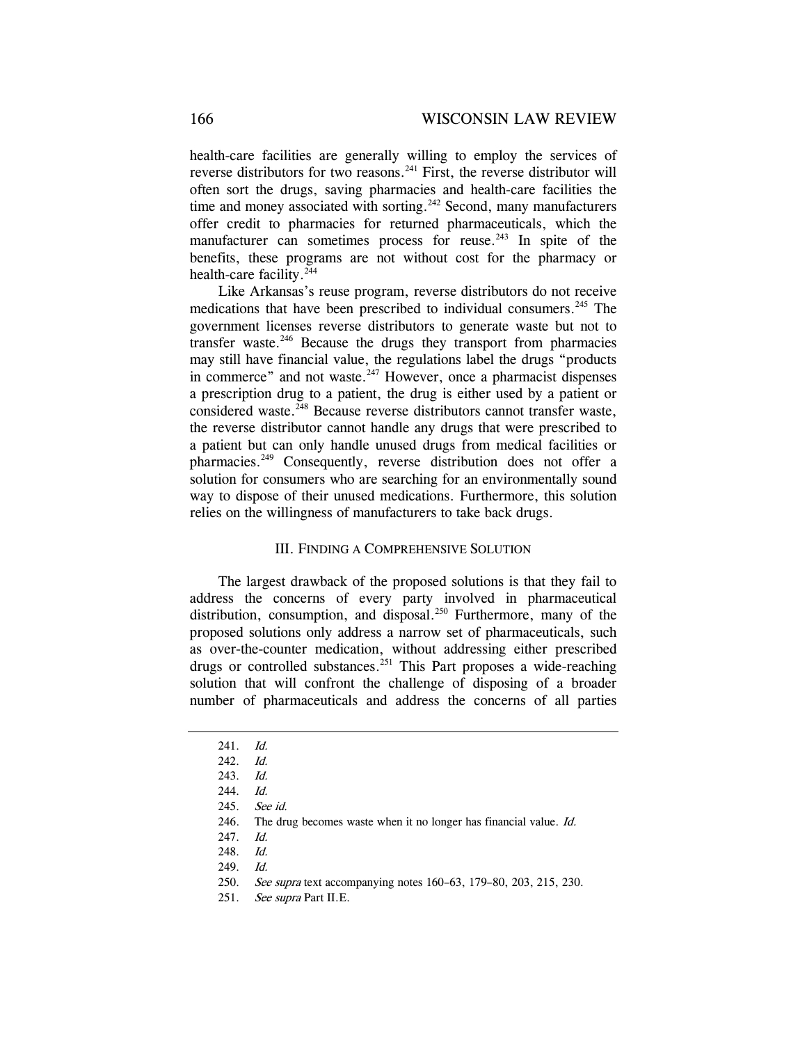health-care facilities are generally willing to employ the services of reverse distributors for two reasons.[241] First, the reverse distributor will often sort the drugs, saving pharmacies and health-care facilities the time and money associated with sorting.[242] Second, many manufacturers offer credit to pharmacies for returned pharmaceuticals, which the manufacturer can sometimes process for reuse.[243] In spite of the benefits, these programs are not without cost for the pharmacy or health-care facility.[244]

Like Arkansas's reuse program, reverse distributors do not receive medications that have been prescribed to individual consumers.[245] The government licenses reverse distributors to generate waste but not to transfer waste.[246] Because the drugs they transport from pharmacies may still have financial value, the regulations label the drugs "products in commerce" and not waste.[247] However, once a pharmacist dispenses a prescription drug to a patient, the drug is either used by a patient or considered waste.[248] Because reverse distributors cannot transfer waste, the reverse distributor cannot handle any drugs that were prescribed to a patient but can only handle unused drugs from medical facilities or pharmacies.[249] Consequently, reverse distribution does not offer a solution for consumers who are searching for an environmentally sound way to dispose of their unused medications. Furthermore, this solution relies on the willingness of manufacturers to take back drugs.

## III. Finding a Comprehensive Solution

The largest drawback of the proposed solutions is that they fail to address the concerns of every party involved in pharmaceutical distribution, consumption, and disposal.[250] Furthermore, many of the proposed solutions only address a narrow set of pharmaceuticals, such as over-the-counter medication, without addressing either prescribed drugs or controlled substances.[251] This Part proposes a wide-reaching solution that will confront the challenge of disposing of a broader number of pharmaceuticals and address the concerns of all parties

---

241. *Id.*

242. *Id.*

243. *Id.*

244. *Id.*

245. *See id.*

246. The drug becomes waste when it no longer has financial value. *Id.*

247. *Id.*

248. *Id.*

249. *Id.*

250. *See supra* text accompanying notes 160–63, 179–80, 203, 215, 230.

251. *See supra* Part II.E.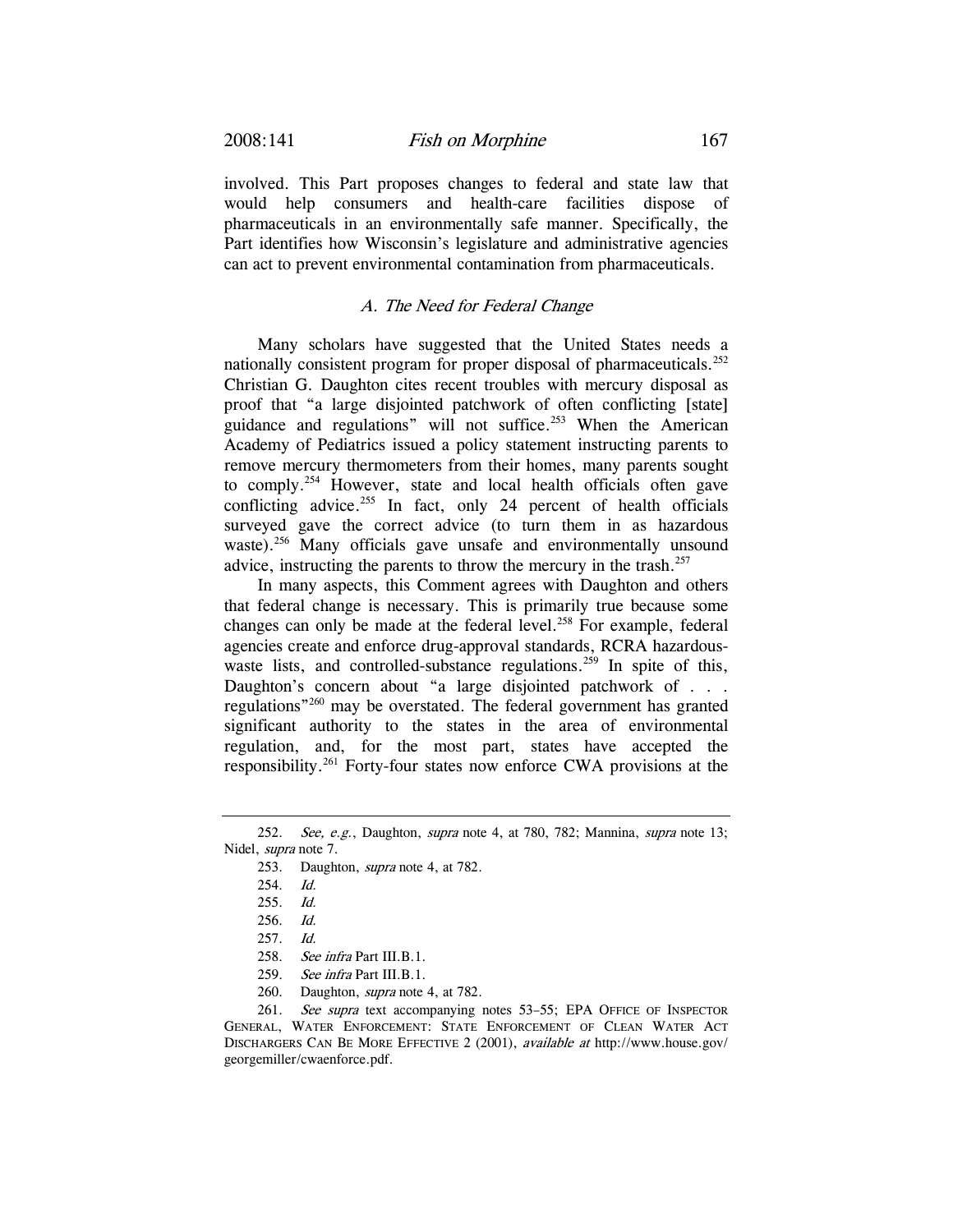involved. This Part proposes changes to federal and state law that would help consumers and health-care facilities dispose of pharmaceuticals in an environmentally safe manner. Specifically, the Part identifies how Wisconsin's legislature and administrative agencies can act to prevent environmental contamination from pharmaceuticals.

### *A. The Need for Federal Change*

Many scholars have suggested that the United States needs a nationally consistent program for proper disposal of pharmaceuticals.[252] Christian G. Daughton cites recent troubles with mercury disposal as proof that "a large disjointed patchwork of often conflicting [state] guidance and regulations" will not suffice.[253] When the American Academy of Pediatrics issued a policy statement instructing parents to remove mercury thermometers from their homes, many parents sought to comply.[254] However, state and local health officials often gave conflicting advice.[255] In fact, only 24 percent of health officials surveyed gave the correct advice (to turn them in as hazardous waste).[256] Many officials gave unsafe and environmentally unsound advice, instructing the parents to throw the mercury in the trash.[257]

In many aspects, this Comment agrees with Daughton and others that federal change is necessary. This is primarily true because some changes can only be made at the federal level.[258] For example, federal agencies create and enforce drug-approval standards, RCRA hazardous-waste lists, and controlled-substance regulations.[259] In spite of this, Daughton's concern about "a large disjointed patchwork of . . . regulations"[260] may be overstated. The federal government has granted significant authority to the states in the area of environmental regulation, and, for the most part, states have accepted the responsibility.[261] Forty-four states now enforce CWA provisions at the

---

252. *See, e.g.*, Daughton, *supra* note 4, at 780, 782; Mannina, *supra* note 13; Nidel, *supra* note 7.

253. Daughton, *supra* note 4, at 782.

254. *Id.*

255. *Id.*

256. *Id.*

257. *Id.*

258. *See infra* Part III.B.1.

259. *See infra* Part III.B.1.

260. Daughton, *supra* note 4, at 782.

261. *See supra* text accompanying notes 53–55; EPA OFFICE OF INSPECTOR GENERAL, WATER ENFORCEMENT: STATE ENFORCEMENT OF CLEAN WATER ACT DISCHARGERS CAN BE MORE EFFECTIVE 2 (2001), *available at* http://www.house.gov/georgemiller/cwaenforce.pdf.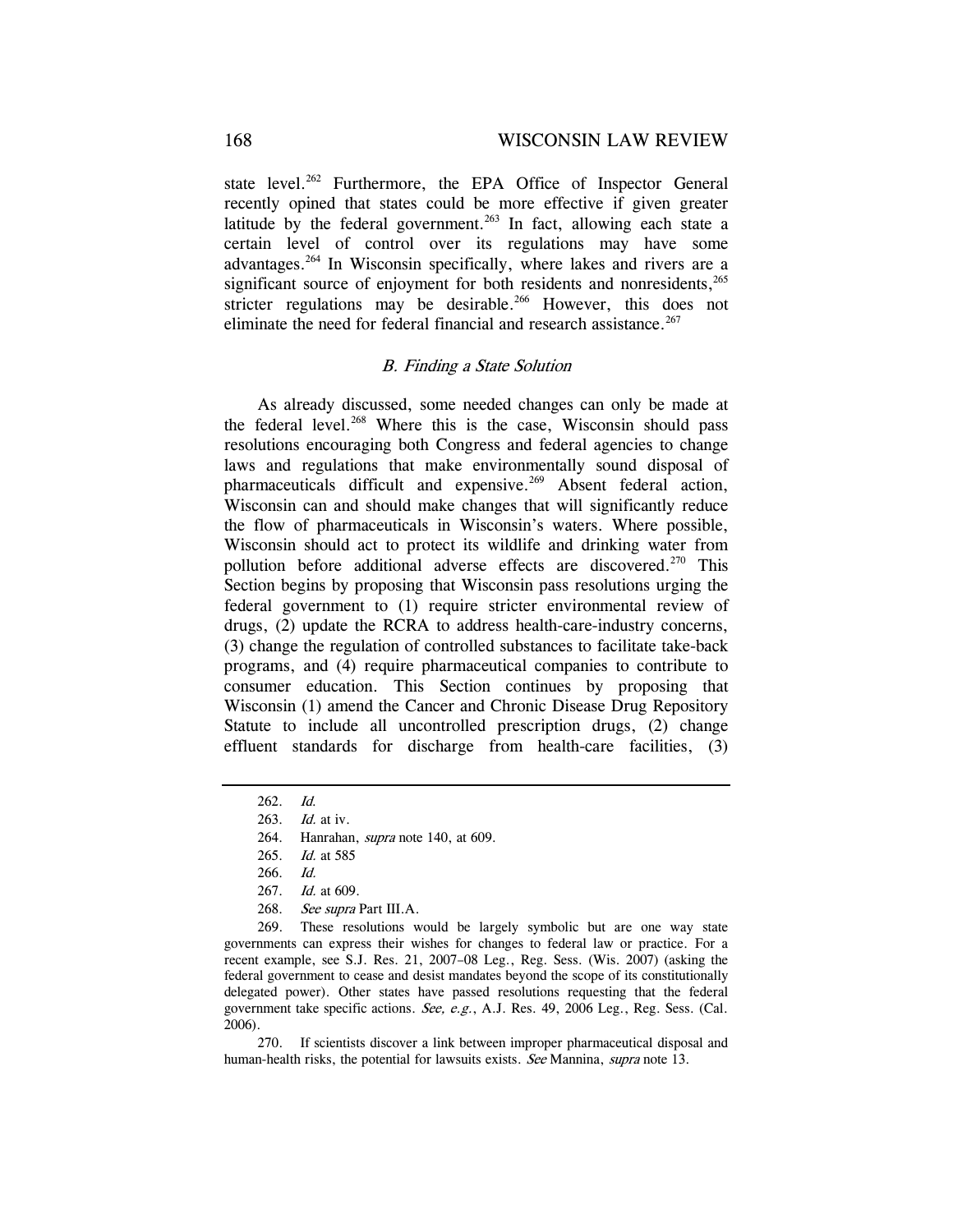state level.[262] Furthermore, the EPA Office of Inspector General recently opined that states could be more effective if given greater latitude by the federal government.[263] In fact, allowing each state a certain level of control over its regulations may have some advantages.[264] In Wisconsin specifically, where lakes and rivers are a significant source of enjoyment for both residents and nonresidents,[265] stricter regulations may be desirable.[266] However, this does not eliminate the need for federal financial and research assistance.[267]

### *B. Finding a State Solution*

As already discussed, some needed changes can only be made at the federal level.[268] Where this is the case, Wisconsin should pass resolutions encouraging both Congress and federal agencies to change laws and regulations that make environmentally sound disposal of pharmaceuticals difficult and expensive.[269] Absent federal action, Wisconsin can and should make changes that will significantly reduce the flow of pharmaceuticals in Wisconsin's waters. Where possible, Wisconsin should act to protect its wildlife and drinking water from pollution before additional adverse effects are discovered.[270] This Section begins by proposing that Wisconsin pass resolutions urging the federal government to (1) require stricter environmental review of drugs, (2) update the RCRA to address health-care-industry concerns, (3) change the regulation of controlled substances to facilitate take-back programs, and (4) require pharmaceutical companies to contribute to consumer education. This Section continues by proposing that Wisconsin (1) amend the Cancer and Chronic Disease Drug Repository Statute to include all uncontrolled prescription drugs, (2) change effluent standards for discharge from health-care facilities, (3)

---

262. *Id.*

263. *Id.* at iv.

264. Hanrahan, *supra* note 140, at 609.

265. *Id.* at 585

266. *Id.*

267. *Id.* at 609.

268. *See supra* Part III.A.

269. These resolutions would be largely symbolic but are one way state governments can express their wishes for changes to federal law or practice. For a recent example, see S.J. Res. 21, 2007–08 Leg., Reg. Sess. (Wis. 2007) (asking the federal government to cease and desist mandates beyond the scope of its constitutionally delegated power). Other states have passed resolutions requesting that the federal government take specific actions. *See, e.g.*, A.J. Res. 49, 2006 Leg., Reg. Sess. (Cal. 2006).

270. If scientists discover a link between improper pharmaceutical disposal and human-health risks, the potential for lawsuits exists. *See* Mannina, *supra* note 13.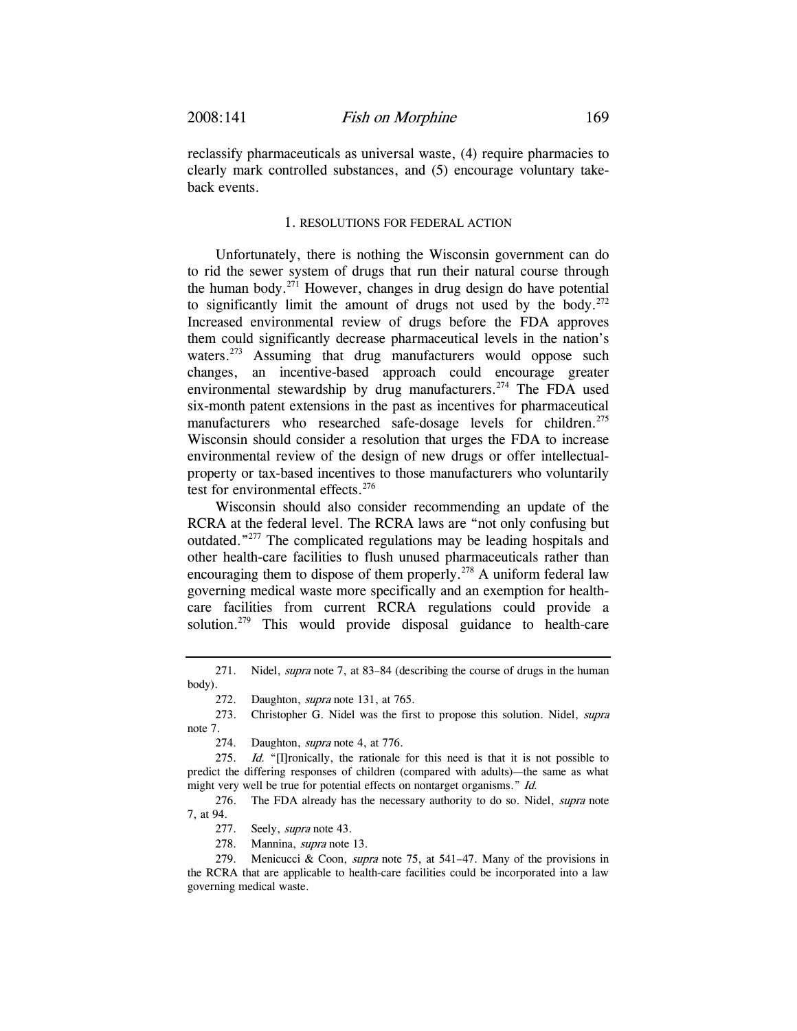reclassify pharmaceuticals as universal waste, (4) require pharmacies to clearly mark controlled substances, and (5) encourage voluntary take-back events.

### 1. RESOLUTIONS FOR FEDERAL ACTION

Unfortunately, there is nothing the Wisconsin government can do to rid the sewer system of drugs that run their natural course through the human body.[271] However, changes in drug design do have potential to significantly limit the amount of drugs not used by the body.[272] Increased environmental review of drugs before the FDA approves them could significantly decrease pharmaceutical levels in the nation's waters.[273] Assuming that drug manufacturers would oppose such changes, an incentive-based approach could encourage greater environmental stewardship by drug manufacturers.[274] The FDA used six-month patent extensions in the past as incentives for pharmaceutical manufacturers who researched safe-dosage levels for children.[275] Wisconsin should consider a resolution that urges the FDA to increase environmental review of the design of new drugs or offer intellectual-property or tax-based incentives to those manufacturers who voluntarily test for environmental effects.[276]

Wisconsin should also consider recommending an update of the RCRA at the federal level. The RCRA laws are "not only confusing but outdated."[277] The complicated regulations may be leading hospitals and other health-care facilities to flush unused pharmaceuticals rather than encouraging them to dispose of them properly.[278] A uniform federal law governing medical waste more specifically and an exemption for health-care facilities from current RCRA regulations could provide a solution.[279] This would provide disposal guidance to health-care

---

271. Nidel, *supra* note 7, at 83–84 (describing the course of drugs in the human body).

272. Daughton, *supra* note 131, at 765.

273. Christopher G. Nidel was the first to propose this solution. Nidel, *supra* note 7.

274. Daughton, *supra* note 4, at 776.

275. *Id.* "[I]ronically, the rationale for this need is that it is not possible to predict the differing responses of children (compared with adults)—the same as what might very well be true for potential effects on nontarget organisms." *Id.*

276. The FDA already has the necessary authority to do so. Nidel, *supra* note 7, at 94.

277. Seely, *supra* note 43.

278. Mannina, *supra* note 13.

279. Menicucci & Coon, *supra* note 75, at 541–47. Many of the provisions in the RCRA that are applicable to health-care facilities could be incorporated into a law governing medical waste.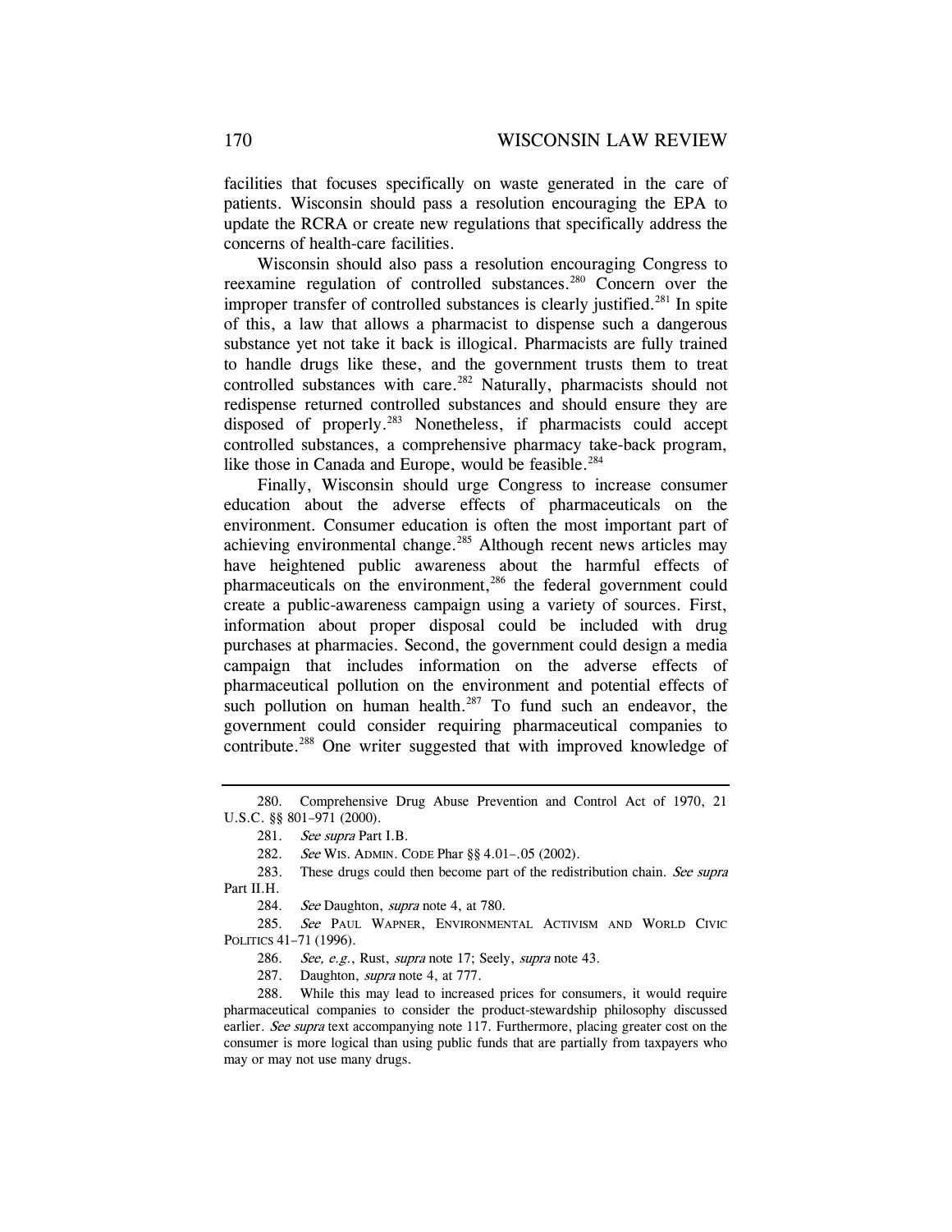facilities that focuses specifically on waste generated in the care of patients. Wisconsin should pass a resolution encouraging the EPA to update the RCRA or create new regulations that specifically address the concerns of health-care facilities.

Wisconsin should also pass a resolution encouraging Congress to reexamine regulation of controlled substances.[280] Concern over the improper transfer of controlled substances is clearly justified.[281] In spite of this, a law that allows a pharmacist to dispense such a dangerous substance yet not take it back is illogical. Pharmacists are fully trained to handle drugs like these, and the government trusts them to treat controlled substances with care.[282] Naturally, pharmacists should not redispense returned controlled substances and should ensure they are disposed of properly.[283] Nonetheless, if pharmacists could accept controlled substances, a comprehensive pharmacy take-back program, like those in Canada and Europe, would be feasible.[284]

Finally, Wisconsin should urge Congress to increase consumer education about the adverse effects of pharmaceuticals on the environment. Consumer education is often the most important part of achieving environmental change.[285] Although recent news articles may have heightened public awareness about the harmful effects of pharmaceuticals on the environment,[286] the federal government could create a public-awareness campaign using a variety of sources. First, information about proper disposal could be included with drug purchases at pharmacies. Second, the government could design a media campaign that includes information on the adverse effects of pharmaceutical pollution on the environment and potential effects of such pollution on human health.[287] To fund such an endeavor, the government could consider requiring pharmaceutical companies to contribute.[288] One writer suggested that with improved knowledge of

---

280. Comprehensive Drug Abuse Prevention and Control Act of 1970, 21 U.S.C. §§ 801–971 (2000).

281. *See supra* Part I.B.

282. *See* WIS. ADMIN. CODE Phar §§ 4.01–.05 (2002).

283. These drugs could then become part of the redistribution chain. *See supra* Part II.H.

284. *See* Daughton, *supra* note 4, at 780.

285. *See* PAUL WAPNER, ENVIRONMENTAL ACTIVISM AND WORLD CIVIC POLITICS 41–71 (1996).

286. *See, e.g.*, Rust, *supra* note 17; Seely, *supra* note 43.

287. Daughton, *supra* note 4, at 777.

288. While this may lead to increased prices for consumers, it would require pharmaceutical companies to consider the product-stewardship philosophy discussed earlier. *See supra* text accompanying note 117. Furthermore, placing greater cost on the consumer is more logical than using public funds that are partially from taxpayers who may or may not use many drugs.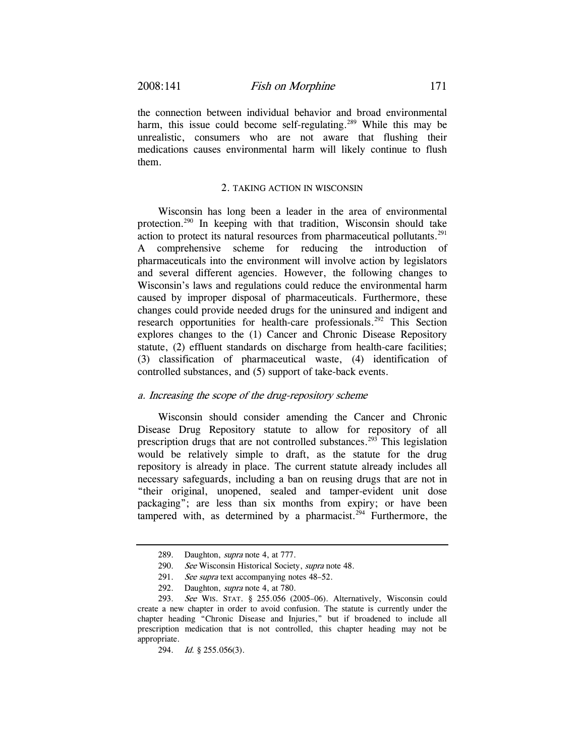the connection between individual behavior and broad environmental harm, this issue could become self-regulating.[289] While this may be unrealistic, consumers who are not aware that flushing their medications causes environmental harm will likely continue to flush them.

### 2. TAKING ACTION IN WISCONSIN

Wisconsin has long been a leader in the area of environmental protection.[290] In keeping with that tradition, Wisconsin should take action to protect its natural resources from pharmaceutical pollutants.[291] A comprehensive scheme for reducing the introduction of pharmaceuticals into the environment will involve action by legislators and several different agencies. However, the following changes to Wisconsin's laws and regulations could reduce the environmental harm caused by improper disposal of pharmaceuticals. Furthermore, these changes could provide needed drugs for the uninsured and indigent and research opportunities for health-care professionals.[292] This Section explores changes to the (1) Cancer and Chronic Disease Repository statute, (2) effluent standards on discharge from health-care facilities; (3) classification of pharmaceutical waste, (4) identification of controlled substances, and (5) support of take-back events.

#### *a. Increasing the scope of the drug-repository scheme*

Wisconsin should consider amending the Cancer and Chronic Disease Drug Repository statute to allow for repository of all prescription drugs that are not controlled substances.[293] This legislation would be relatively simple to draft, as the statute for the drug repository is already in place. The current statute already includes all necessary safeguards, including a ban on reusing drugs that are not in "their original, unopened, sealed and tamper-evident unit dose packaging"; are less than six months from expiry; or have been tampered with, as determined by a pharmacist.[294] Furthermore, the

---

289. Daughton, *supra* note 4, at 777.

290. *See* Wisconsin Historical Society, *supra* note 48.

291. *See supra* text accompanying notes 48–52.

292. Daughton, *supra* note 4, at 780.

293. *See* WIS. STAT. § 255.056 (2005–06). Alternatively, Wisconsin could create a new chapter in order to avoid confusion. The statute is currently under the chapter heading "Chronic Disease and Injuries," but if broadened to include all prescription medication that is not controlled, this chapter heading may not be appropriate.

294. *Id.* § 255.056(3).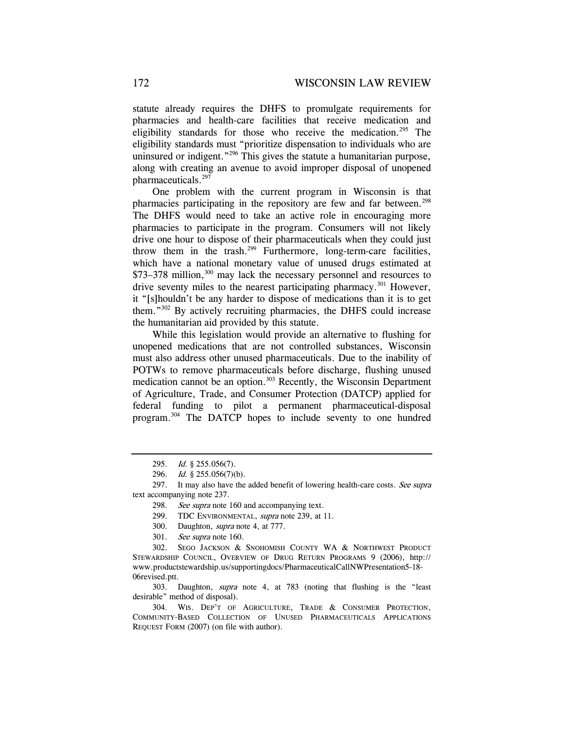statute already requires the DHFS to promulgate requirements for pharmacies and health-care facilities that receive medication and eligibility standards for those who receive the medication.[295] The eligibility standards must "prioritize dispensation to individuals who are uninsured or indigent."[296] This gives the statute a humanitarian purpose, along with creating an avenue to avoid improper disposal of unopened pharmaceuticals.[297]

One problem with the current program in Wisconsin is that pharmacies participating in the repository are few and far between.[298] The DHFS would need to take an active role in encouraging more pharmacies to participate in the program. Consumers will not likely drive one hour to dispose of their pharmaceuticals when they could just throw them in the trash.[299] Furthermore, long-term-care facilities, which have a national monetary value of unused drugs estimated at $73–378 million,[300] may lack the necessary personnel and resources to drive seventy miles to the nearest participating pharmacy.[301] However, it "[s]houldn't be any harder to dispose of medications than it is to get them."[302] By actively recruiting pharmacies, the DHFS could increase the humanitarian aid provided by this statute.

While this legislation would provide an alternative to flushing for unopened medications that are not controlled substances, Wisconsin must also address other unused pharmaceuticals. Due to the inability of POTWs to remove pharmaceuticals before discharge, flushing unused medication cannot be an option.[303] Recently, the Wisconsin Department of Agriculture, Trade, and Consumer Protection (DATCP) applied for federal funding to pilot a permanent pharmaceutical-disposal program.[304] The DATCP hopes to include seventy to one hundred

---

295. *Id.* § 255.056(7).

296. *Id.* § 255.056(7)(b).

297. It may also have the added benefit of lowering health-care costs. *See supra* text accompanying note 237.

298. *See supra* note 160 and accompanying text.

299. TDC ENVIRONMENTAL, *supra* note 239, at 11.

300. Daughton, *supra* note 4, at 777.

301. *See supra* note 160.

302. SEGO JACKSON & SNOHOMISH COUNTY WA & NORTHWEST PRODUCT STEWARDSHIP COUNCIL, OVERVIEW OF DRUG RETURN PROGRAMS 9 (2006), http://www.productstewardship.us/supportingdocs/PharmaceuticalCallNWPresentation5-18-06revised.ptt.

303. Daughton, *supra* note 4, at 783 (noting that flushing is the "least desirable" method of disposal).

304. WIS. DEP'T OF AGRICULTURE, TRADE & CONSUMER PROTECTION, COMMUNITY-BASED COLLECTION OF UNUSED PHARMACEUTICALS APPLICATIONS REQUEST FORM (2007) (on file with author).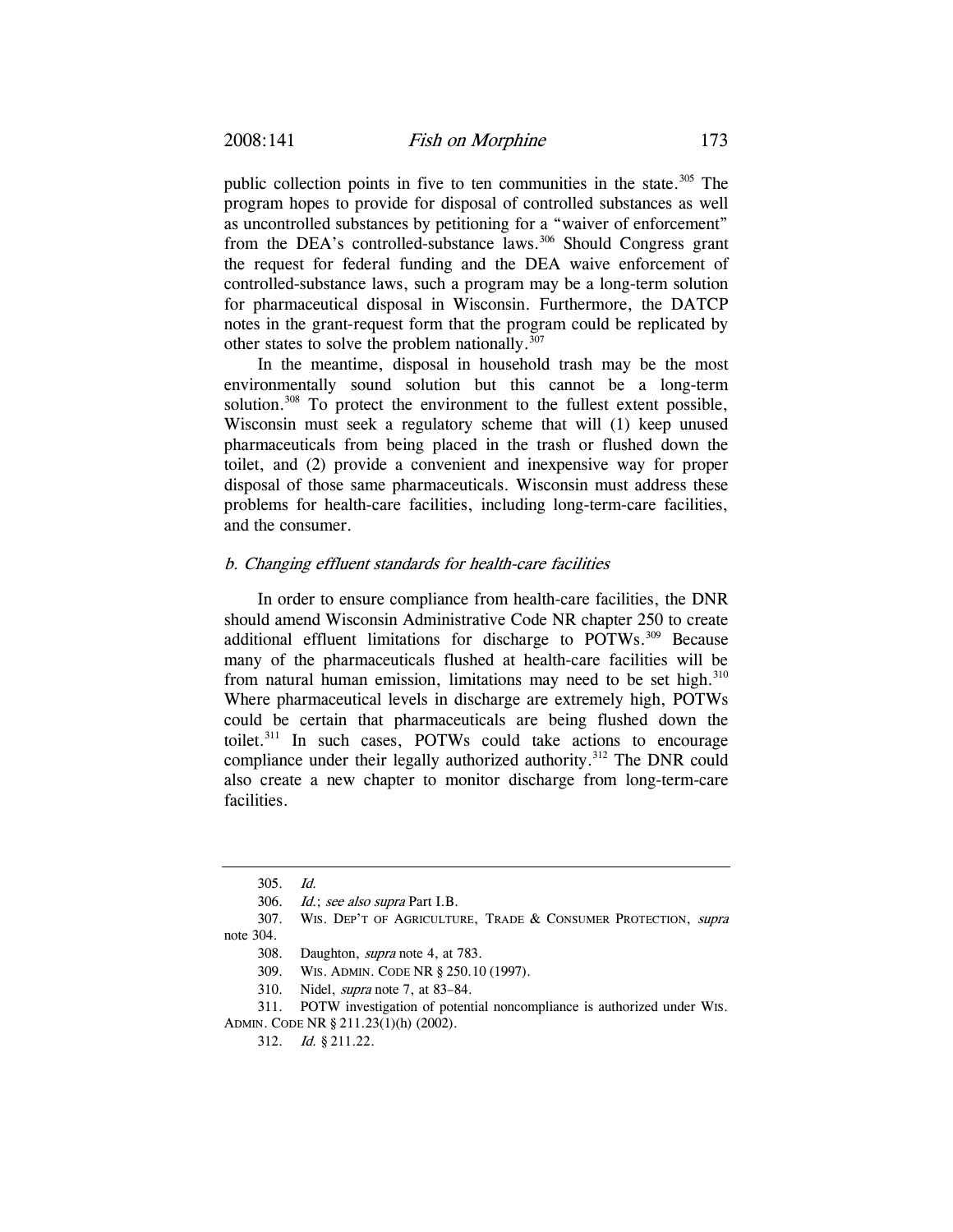public collection points in five to ten communities in the state.[305] The program hopes to provide for disposal of controlled substances as well as uncontrolled substances by petitioning for a "waiver of enforcement" from the DEA's controlled-substance laws.[306] Should Congress grant the request for federal funding and the DEA waive enforcement of controlled-substance laws, such a program may be a long-term solution for pharmaceutical disposal in Wisconsin. Furthermore, the DATCP notes in the grant-request form that the program could be replicated by other states to solve the problem nationally.[307]

In the meantime, disposal in household trash may be the most environmentally sound solution but this cannot be a long-term solution.[308] To protect the environment to the fullest extent possible, Wisconsin must seek a regulatory scheme that will (1) keep unused pharmaceuticals from being placed in the trash or flushed down the toilet, and (2) provide a convenient and inexpensive way for proper disposal of those same pharmaceuticals. Wisconsin must address these problems for health-care facilities, including long-term-care facilities, and the consumer.

#### *b. Changing effluent standards for health-care facilities*

In order to ensure compliance from health-care facilities, the DNR should amend Wisconsin Administrative Code NR chapter 250 to create additional effluent limitations for discharge to POTWs.[309] Because many of the pharmaceuticals flushed at health-care facilities will be from natural human emission, limitations may need to be set high.[310] Where pharmaceutical levels in discharge are extremely high, POTWs could be certain that pharmaceuticals are being flushed down the toilet.[311] In such cases, POTWs could take actions to encourage compliance under their legally authorized authority.[312] The DNR could also create a new chapter to monitor discharge from long-term-care facilities.

---

305. *Id.*

306. *Id.*; *see also supra* Part I.B.

307. WIS. DEP'T OF AGRICULTURE, TRADE & CONSUMER PROTECTION, *supra* note 304.

308. Daughton, *supra* note 4, at 783.

309. WIS. ADMIN. CODE NR § 250.10 (1997).

310. Nidel, *supra* note 7, at 83–84.

311. POTW investigation of potential noncompliance is authorized under WIS. ADMIN. CODE NR § 211.23(1)(h) (2002).

312. *Id.* § 211.22.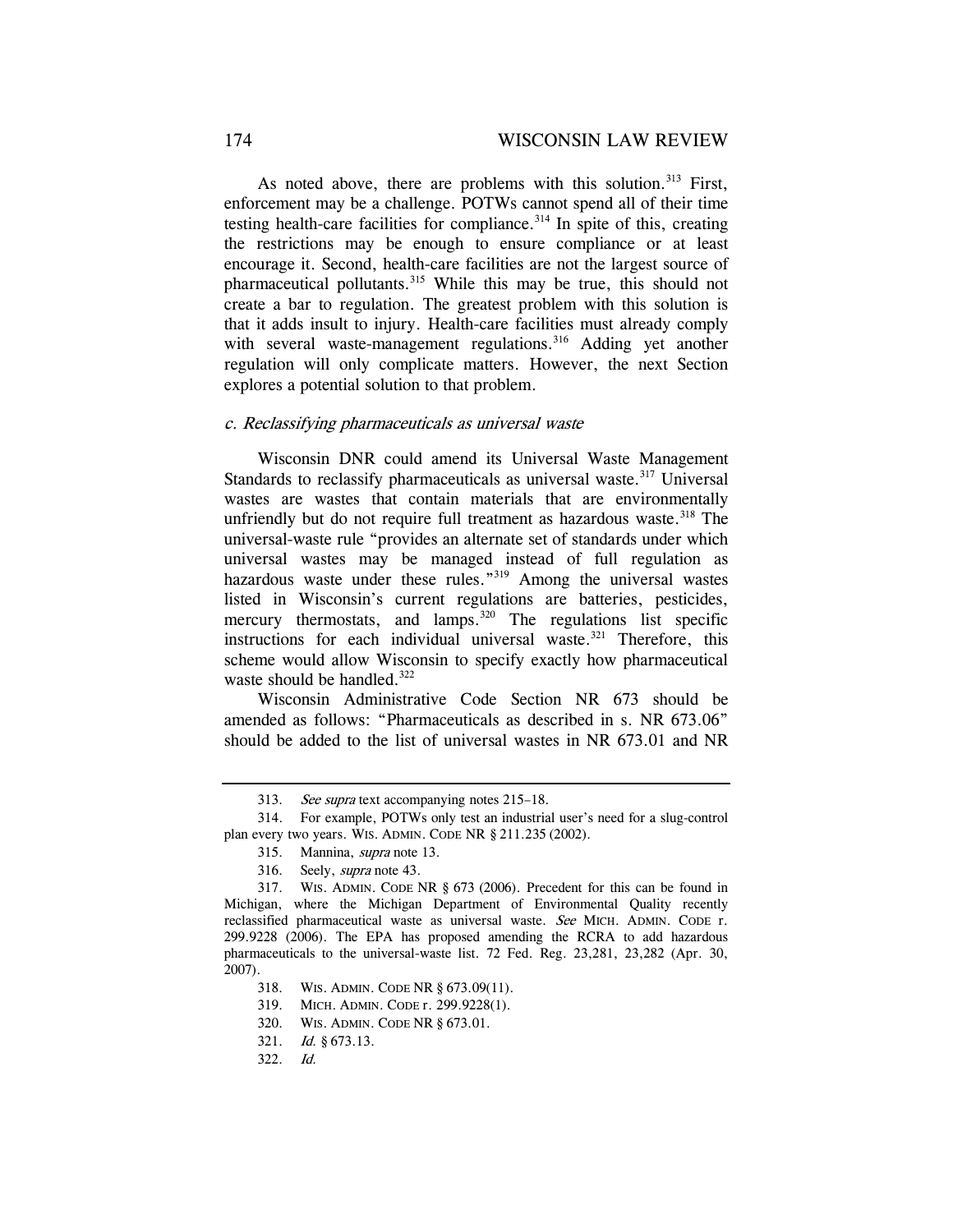As noted above, there are problems with this solution.[313] First, enforcement may be a challenge. POTWs cannot spend all of their time testing health-care facilities for compliance.[314] In spite of this, creating the restrictions may be enough to ensure compliance or at least encourage it. Second, health-care facilities are not the largest source of pharmaceutical pollutants.[315] While this may be true, this should not create a bar to regulation. The greatest problem with this solution is that it adds insult to injury. Health-care facilities must already comply with several waste-management regulations.[316] Adding yet another regulation will only complicate matters. However, the next Section explores a potential solution to that problem.

### *c. Reclassifying pharmaceuticals as universal waste*

Wisconsin DNR could amend its Universal Waste Management Standards to reclassify pharmaceuticals as universal waste.[317] Universal wastes are wastes that contain materials that are environmentally unfriendly but do not require full treatment as hazardous waste.[318] The universal-waste rule "provides an alternate set of standards under which universal wastes may be managed instead of full regulation as hazardous waste under these rules."[319] Among the universal wastes listed in Wisconsin's current regulations are batteries, pesticides, mercury thermostats, and lamps.[320] The regulations list specific instructions for each individual universal waste.[321] Therefore, this scheme would allow Wisconsin to specify exactly how pharmaceutical waste should be handled.[322]

Wisconsin Administrative Code Section NR 673 should be amended as follows: "Pharmaceuticals as described in s. NR 673.06" should be added to the list of universal wastes in NR 673.01 and NR

---

313. *See supra* text accompanying notes 215–18.

314. For example, POTWs only test an industrial user's need for a slug-control plan every two years. WIS. ADMIN. CODE NR § 211.235 (2002).

315. Mannina, *supra* note 13.

316. Seely, *supra* note 43.

317. WIS. ADMIN. CODE NR § 673 (2006). Precedent for this can be found in Michigan, where the Michigan Department of Environmental Quality recently reclassified pharmaceutical waste as universal waste. *See* MICH. ADMIN. CODE r. 299.9228 (2006). The EPA has proposed amending the RCRA to add hazardous pharmaceuticals to the universal-waste list. 72 Fed. Reg. 23,281, 23,282 (Apr. 30, 2007).

318. WIS. ADMIN. CODE NR § 673.09(11).

319. MICH. ADMIN. CODE r. 299.9228(1).

320. WIS. ADMIN. CODE NR § 673.01.

321. *Id.* § 673.13.

322. *Id.*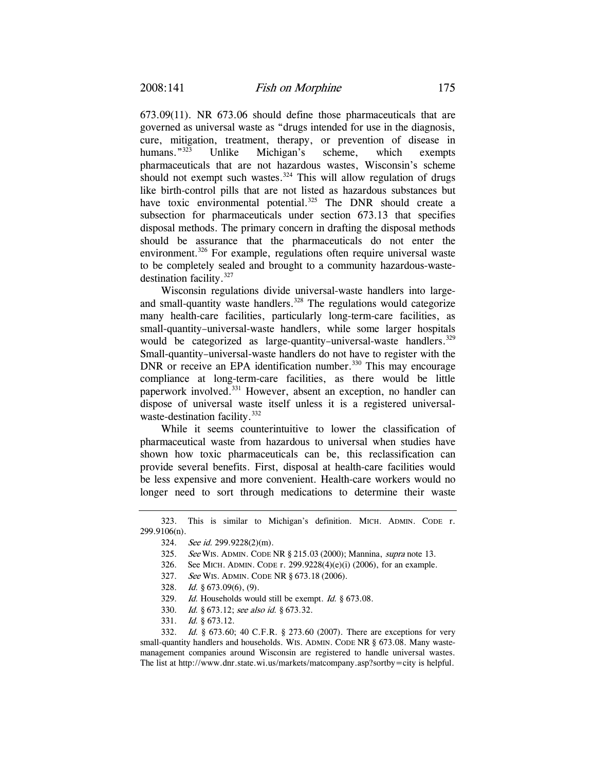673.09(11). NR 673.06 should define those pharmaceuticals that are governed as universal waste as "drugs intended for use in the diagnosis, cure, mitigation, treatment, therapy, or prevention of disease in humans."[323] Unlike Michigan's scheme, which exempts pharmaceuticals that are not hazardous wastes, Wisconsin's scheme should not exempt such wastes.[324] This will allow regulation of drugs like birth-control pills that are not listed as hazardous substances but have toxic environmental potential.[325] The DNR should create a subsection for pharmaceuticals under section 673.13 that specifies disposal methods. The primary concern in drafting the disposal methods should be assurance that the pharmaceuticals do not enter the environment.[326] For example, regulations often require universal waste to be completely sealed and brought to a community hazardous-waste-destination facility.[327]

Wisconsin regulations divide universal-waste handlers into large- and small-quantity waste handlers.[328] The regulations would categorize many health-care facilities, particularly long-term-care facilities, as small-quantity–universal-waste handlers, while some larger hospitals would be categorized as large-quantity–universal-waste handlers.[329] Small-quantity–universal-waste handlers do not have to register with the DNR or receive an EPA identification number.[330] This may encourage compliance at long-term-care facilities, as there would be little paperwork involved.[331] However, absent an exception, no handler can dispose of universal waste itself unless it is a registered universal-waste-destination facility.[332]

While it seems counterintuitive to lower the classification of pharmaceutical waste from hazardous to universal when studies have shown how toxic pharmaceuticals can be, this reclassification can provide several benefits. First, disposal at health-care facilities would be less expensive and more convenient. Health-care workers would no longer need to sort through medications to determine their waste

---

323. This is similar to Michigan's definition. MICH. ADMIN. CODE r. 299.9106(n).

324. *See id.* 299.9228(2)(m).

325. *See* WIS. ADMIN. CODE NR § 215.03 (2000); Mannina, *supra* note 13.

326. See MICH. ADMIN. CODE r. 299.9228(4)(e)(i) (2006), for an example.

327. *See* WIS. ADMIN. CODE NR § 673.18 (2006).

328. *Id.* § 673.09(6), (9).

329. *Id.* Households would still be exempt. *Id.* § 673.08.

330. *Id.* § 673.12; *see also id.* § 673.32.

331. *Id.* § 673.12.

332. *Id.* § 673.60; 40 C.F.R. § 273.60 (2007). There are exceptions for very small-quantity handlers and households. WIS. ADMIN. CODE NR § 673.08. Many waste-management companies around Wisconsin are registered to handle universal wastes. The list at http://www.dnr.state.wi.us/markets/matcompany.asp?sortby=city is helpful.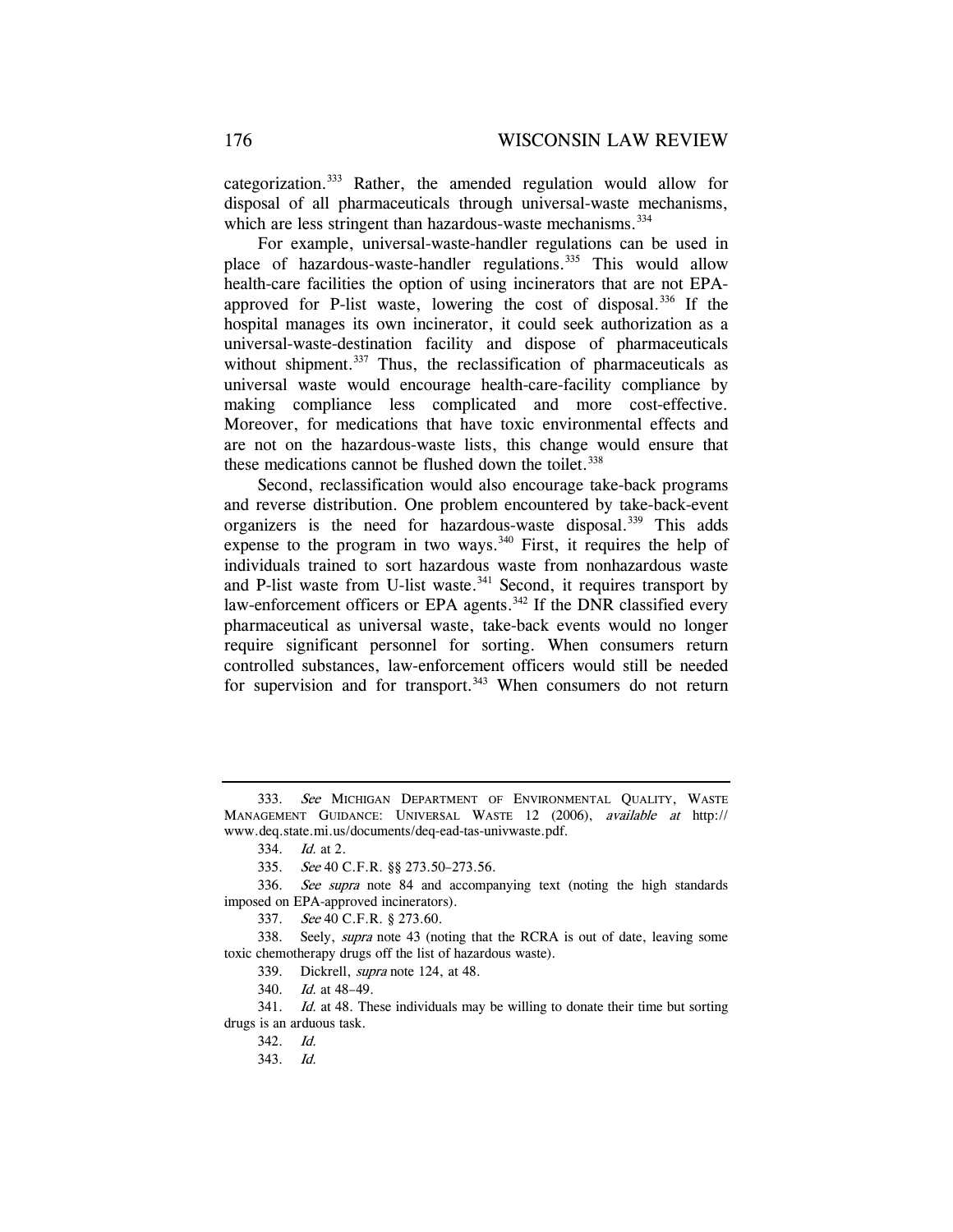categorization.[333] Rather, the amended regulation would allow for disposal of all pharmaceuticals through universal-waste mechanisms, which are less stringent than hazardous-waste mechanisms.[334]

For example, universal-waste-handler regulations can be used in place of hazardous-waste-handler regulations.[335] This would allow health-care facilities the option of using incinerators that are not EPA-approved for P-list waste, lowering the cost of disposal.[336] If the hospital manages its own incinerator, it could seek authorization as a universal-waste-destination facility and dispose of pharmaceuticals without shipment.[337] Thus, the reclassification of pharmaceuticals as universal waste would encourage health-care-facility compliance by making compliance less complicated and more cost-effective. Moreover, for medications that have toxic environmental effects and are not on the hazardous-waste lists, this change would ensure that these medications cannot be flushed down the toilet.[338]

Second, reclassification would also encourage take-back programs and reverse distribution. One problem encountered by take-back-event organizers is the need for hazardous-waste disposal.[339] This adds expense to the program in two ways.[340] First, it requires the help of individuals trained to sort hazardous waste from nonhazardous waste and P-list waste from U-list waste.[341] Second, it requires transport by law-enforcement officers or EPA agents.[342] If the DNR classified every pharmaceutical as universal waste, take-back events would no longer require significant personnel for sorting. When consumers return controlled substances, law-enforcement officers would still be needed for supervision and for transport.[343] When consumers do not return

---

333. *See* MICHIGAN DEPARTMENT OF ENVIRONMENTAL QUALITY, WASTE MANAGEMENT GUIDANCE: UNIVERSAL WASTE 12 (2006), *available at* http://www.deq.state.mi.us/documents/deq-ead-tas-univwaste.pdf.

334. *Id.* at 2.

335. *See* 40 C.F.R. §§ 273.50–273.56.

336. *See supra* note 84 and accompanying text (noting the high standards imposed on EPA-approved incinerators).

337. *See* 40 C.F.R. § 273.60.

338. Seely, *supra* note 43 (noting that the RCRA is out of date, leaving some toxic chemotherapy drugs off the list of hazardous waste).

339. Dickrell, *supra* note 124, at 48.

340. *Id.* at 48–49.

341. *Id.* at 48. These individuals may be willing to donate their time but sorting drugs is an arduous task.

342. *Id.*

343. *Id.*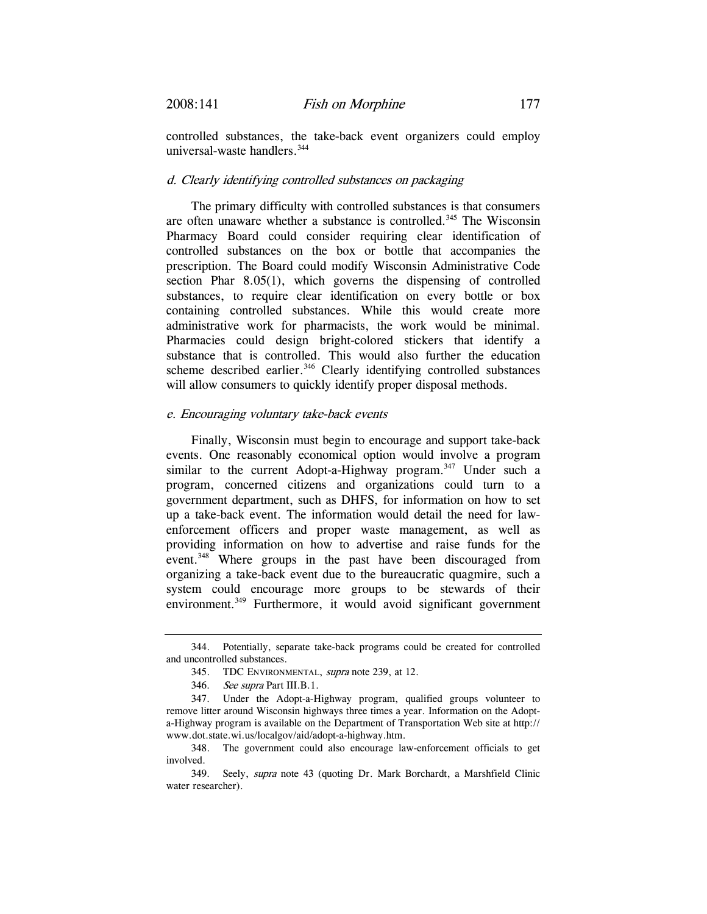controlled substances, the take-back event organizers could employ universal-waste handlers.[344]

### *d. Clearly identifying controlled substances on packaging*

The primary difficulty with controlled substances is that consumers are often unaware whether a substance is controlled.[345] The Wisconsin Pharmacy Board could consider requiring clear identification of controlled substances on the box or bottle that accompanies the prescription. The Board could modify Wisconsin Administrative Code section Phar 8.05(1), which governs the dispensing of controlled substances, to require clear identification on every bottle or box containing controlled substances. While this would create more administrative work for pharmacists, the work would be minimal. Pharmacies could design bright-colored stickers that identify a substance that is controlled. This would also further the education scheme described earlier.[346] Clearly identifying controlled substances will allow consumers to quickly identify proper disposal methods.

### *e. Encouraging voluntary take-back events*

Finally, Wisconsin must begin to encourage and support take-back events. One reasonably economical option would involve a program similar to the current Adopt-a-Highway program.[347] Under such a program, concerned citizens and organizations could turn to a government department, such as DHFS, for information on how to set up a take-back event. The information would detail the need for law-enforcement officers and proper waste management, as well as providing information on how to advertise and raise funds for the event.[348] Where groups in the past have been discouraged from organizing a take-back event due to the bureaucratic quagmire, such a system could encourage more groups to be stewards of their environment.[349] Furthermore, it would avoid significant government

---

344. Potentially, separate take-back programs could be created for controlled and uncontrolled substances.

345. TDC ENVIRONMENTAL, *supra* note 239, at 12.

346. *See supra* Part III.B.1.

347. Under the Adopt-a-Highway program, qualified groups volunteer to remove litter around Wisconsin highways three times a year. Information on the Adopt-a-Highway program is available on the Department of Transportation Web site at http://www.dot.state.wi.us/localgov/aid/adopt-a-highway.htm.

348. The government could also encourage law-enforcement officials to get involved.

349. Seely, *supra* note 43 (quoting Dr. Mark Borchardt, a Marshfield Clinic water researcher).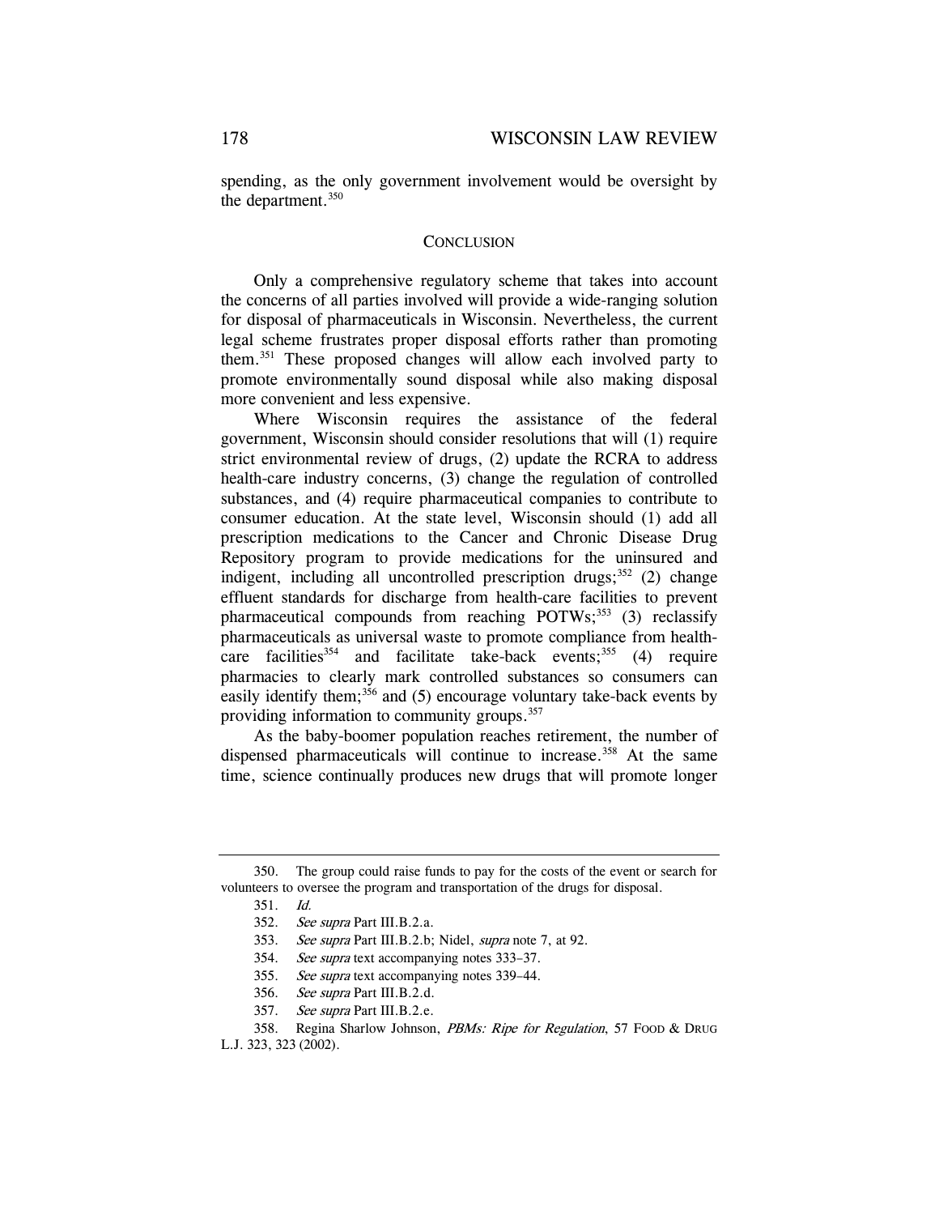spending, as the only government involvement would be oversight by the department.[350]

## CONCLUSION

Only a comprehensive regulatory scheme that takes into account the concerns of all parties involved will provide a wide-ranging solution for disposal of pharmaceuticals in Wisconsin. Nevertheless, the current legal scheme frustrates proper disposal efforts rather than promoting them.[351] These proposed changes will allow each involved party to promote environmentally sound disposal while also making disposal more convenient and less expensive.

Where Wisconsin requires the assistance of the federal government, Wisconsin should consider resolutions that will (1) require strict environmental review of drugs, (2) update the RCRA to address health-care industry concerns, (3) change the regulation of controlled substances, and (4) require pharmaceutical companies to contribute to consumer education. At the state level, Wisconsin should (1) add all prescription medications to the Cancer and Chronic Disease Drug Repository program to provide medications for the uninsured and indigent, including all uncontrolled prescription drugs;[352] (2) change effluent standards for discharge from health-care facilities to prevent pharmaceutical compounds from reaching POTWs;[353] (3) reclassify pharmaceuticals as universal waste to promote compliance from health-care facilities[354] and facilitate take-back events;[355] (4) require pharmacies to clearly mark controlled substances so consumers can easily identify them;[356] and (5) encourage voluntary take-back events by providing information to community groups.[357]

As the baby-boomer population reaches retirement, the number of dispensed pharmaceuticals will continue to increase.[358] At the same time, science continually produces new drugs that will promote longer

---

350. The group could raise funds to pay for the costs of the event or search for volunteers to oversee the program and transportation of the drugs for disposal.

351. *Id.*

352. *See supra* Part III.B.2.a.

353. *See supra* Part III.B.2.b; Nidel, *supra* note 7, at 92.

354. *See supra* text accompanying notes 333–37.

355. *See supra* text accompanying notes 339–44.

356. *See supra* Part III.B.2.d.

357. *See supra* Part III.B.2.e.

358. Regina Sharlow Johnson, *PBMs: Ripe for Regulation*, 57 FOOD & DRUG L.J. 323, 323 (2002).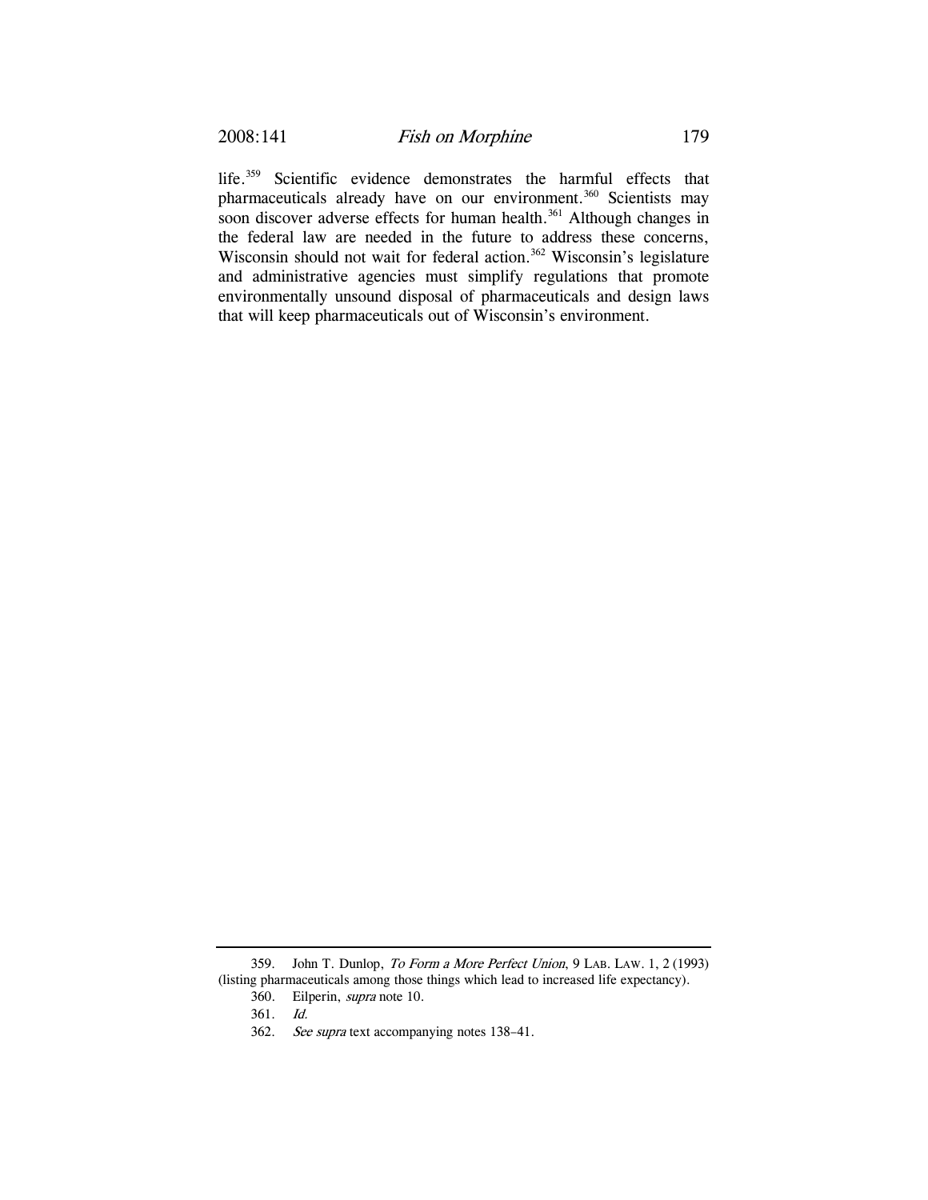life.[359] Scientific evidence demonstrates the harmful effects that pharmaceuticals already have on our environment.[360] Scientists may soon discover adverse effects for human health.[361] Although changes in the federal law are needed in the future to address these concerns, Wisconsin should not wait for federal action.[362] Wisconsin's legislature and administrative agencies must simplify regulations that promote environmentally unsound disposal of pharmaceuticals and design laws that will keep pharmaceuticals out of Wisconsin's environment.

---

359. John T. Dunlop, *To Form a More Perfect Union*, 9 LAB. LAW. 1, 2 (1993) (listing pharmaceuticals among those things which lead to increased life expectancy).

360. Eilperin, *supra* note 10.

361. *Id.*

362. *See supra* text accompanying notes 138–41.